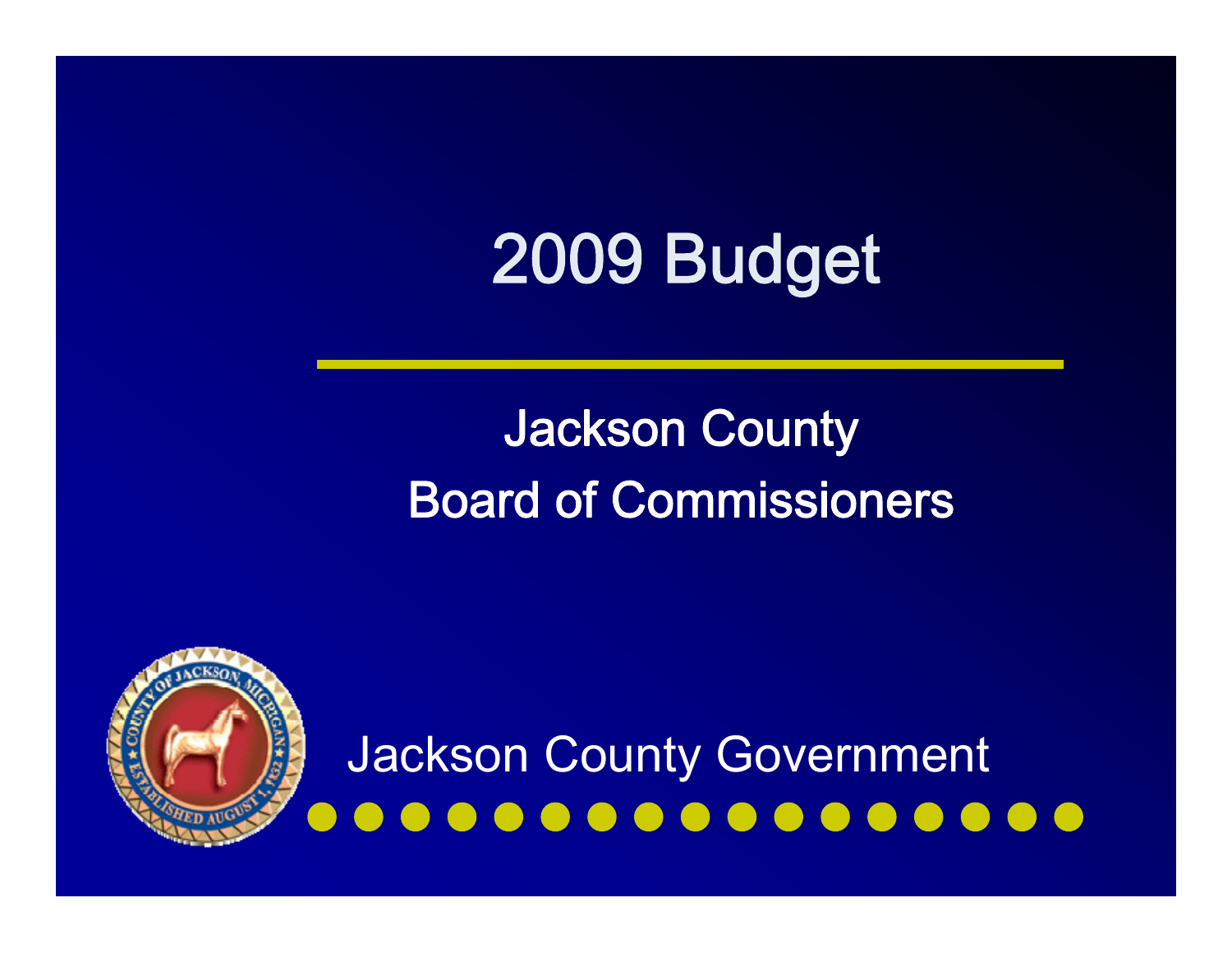# 2009 Budget

## Jackson County
## Board of Commissioners

Jackson County Government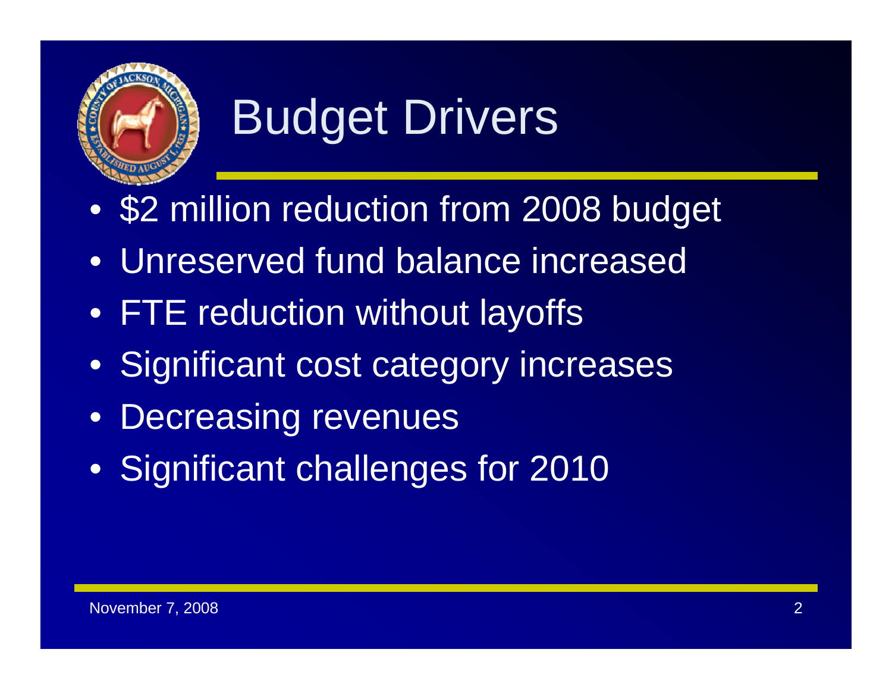# Budget Drivers

- $2 million reduction from 2008 budget
- Unreserved fund balance increased
- FTE reduction without layoffs
- Significant cost category increases
- Decreasing revenues
- Significant challenges for 2010

November 7, 2008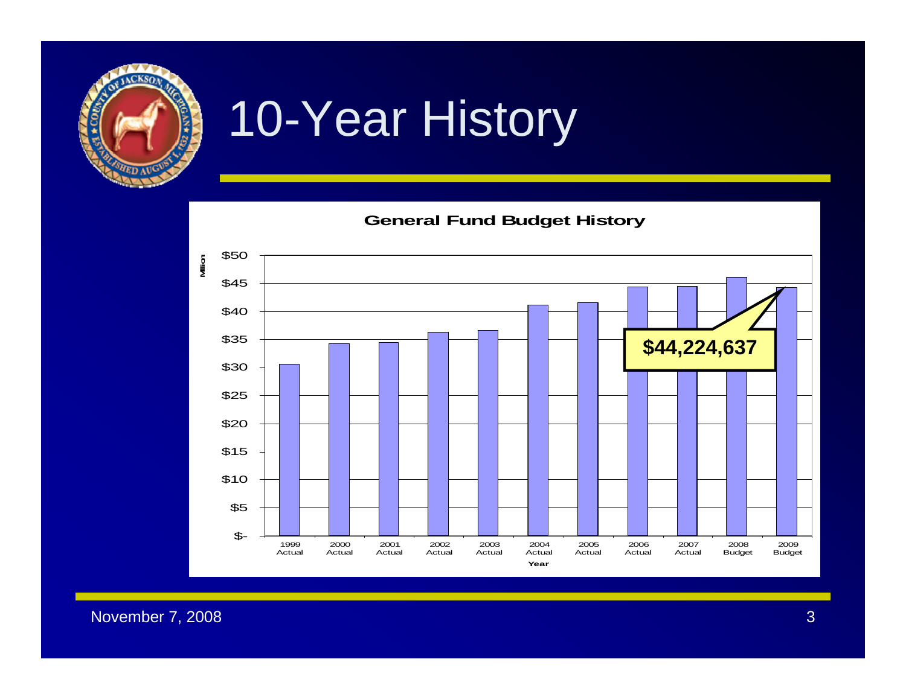# 10-Year History

**General Fund Budget History**

Million

| Year | Amount |
| --- | --- |
| 1999 Actual | |
| 2000 Actual | |
| 2001 Actual | |
| 2002 Actual | |
| 2003 Actual | |
| 2004 Actual | |
| 2005 Actual | |
| 2006 Actual | |
| 2007 Actual | |
| 2008 Budget | |
| 2009 Budget | $44,224,637 |

November 7, 2008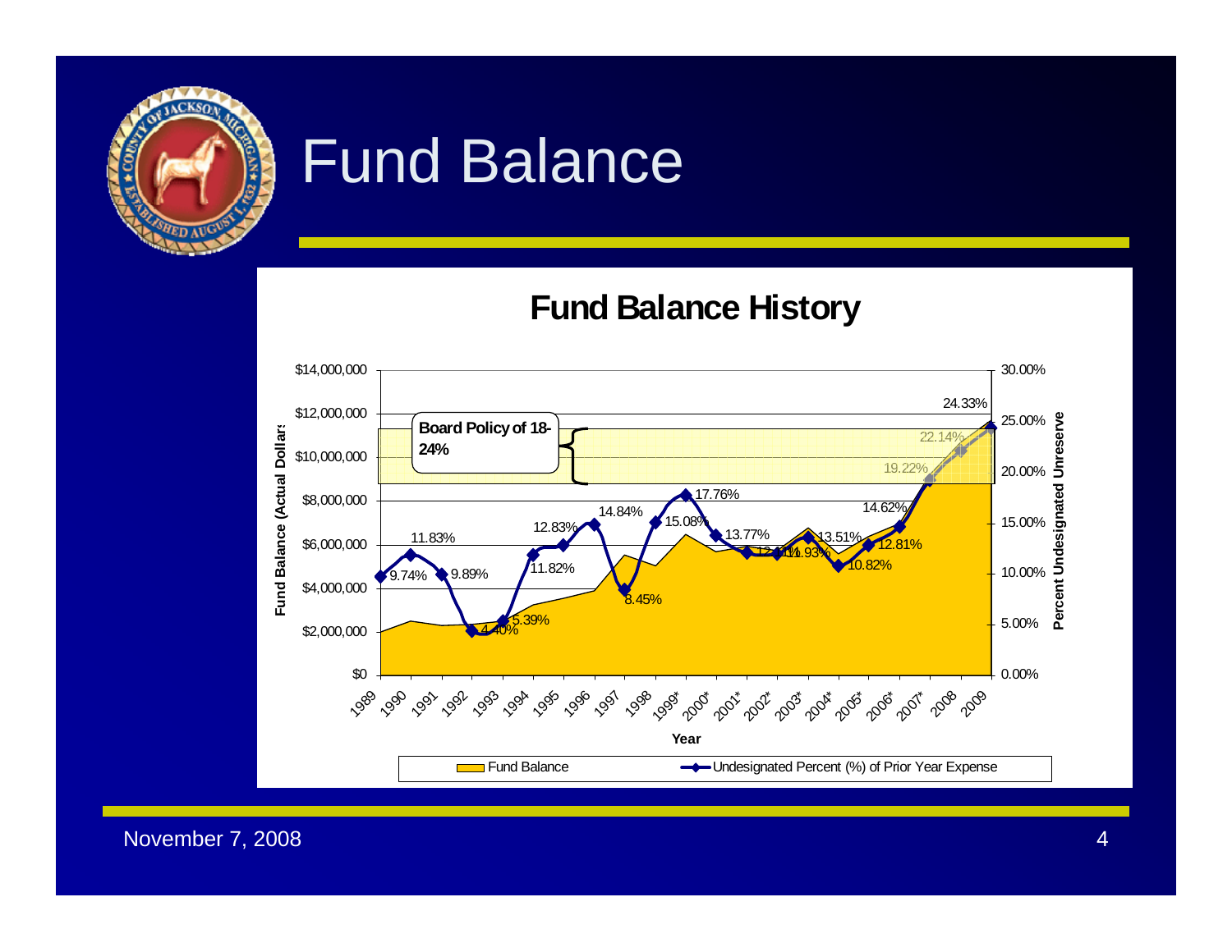# Fund Balance

## Fund Balance History

Board Policy of 18-24%

| Year | Undesignated Percent (%) of Prior Year Expense |
|---|---|
| 1989 | 9.74% |
| 1990 | 11.83% |
| 1991 | 9.89% |
| 1992 | 4.40% |
| 1993 | 5.39% |
| 1994 | 11.82% |
| 1995 | 12.83% |
| 1996 | 14.84% |
| 1997 | 8.45% |
| 1998 | 15.08% |
| 1999* | 17.76% |
| 2000* | 13.77% |
| 2001* | 12.10% |
| 2002* | 11.93% |
| 2003* | 13.51% |
| 2004* | 10.82% |
| 2005* | 12.81% |
| 2006* | 14.62% |
| 2007* | 19.22% |
| 2008 | 22.14% |
| 2009 | 24.33% |

Fund Balance (Actual Dollars): $0 – $14,000,000

Percent Undesignated Unreserve: 0.00% – 30.00%

Legend: Fund Balance; Undesignated Percent (%) of Prior Year Expense

November 7, 2008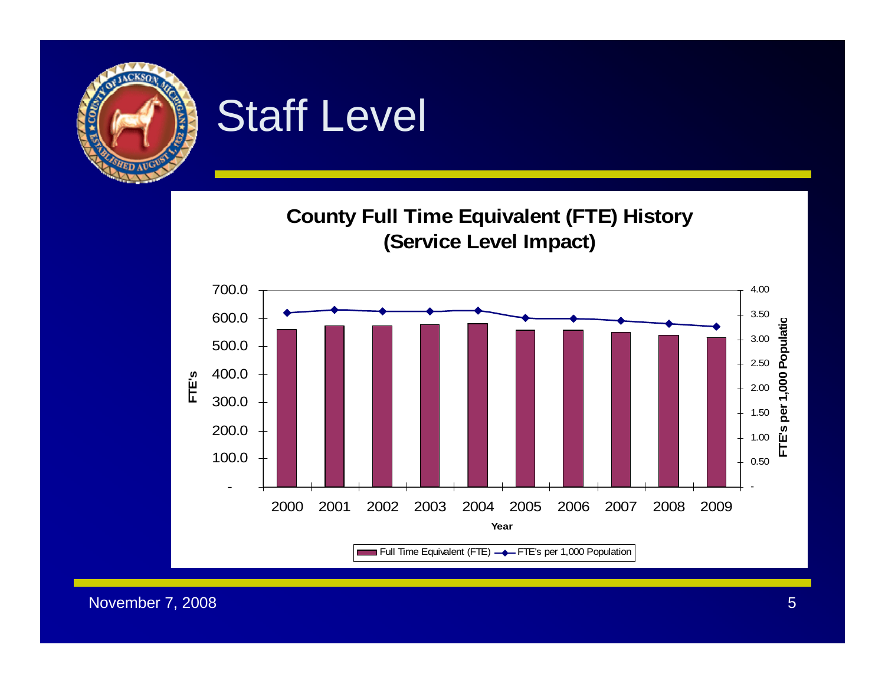# Staff Level

**County Full Time Equivalent (FTE) History (Service Level Impact)**

| Year | 2000 | 2001 | 2002 | 2003 | 2004 | 2005 | 2006 | 2007 | 2008 | 2009 |
|---|---|---|---|---|---|---|---|---|---|---|

FTE's (left axis): - , 100.0, 200.0, 300.0, 400.0, 500.0, 600.0, 700.0

FTE's per 1,000 Population (right axis): - , 0.50, 1.00, 1.50, 2.00, 2.50, 3.00, 3.50, 4.00

Full Time Equivalent (FTE) —◆— FTE's per 1,000 Population

November 7, 2008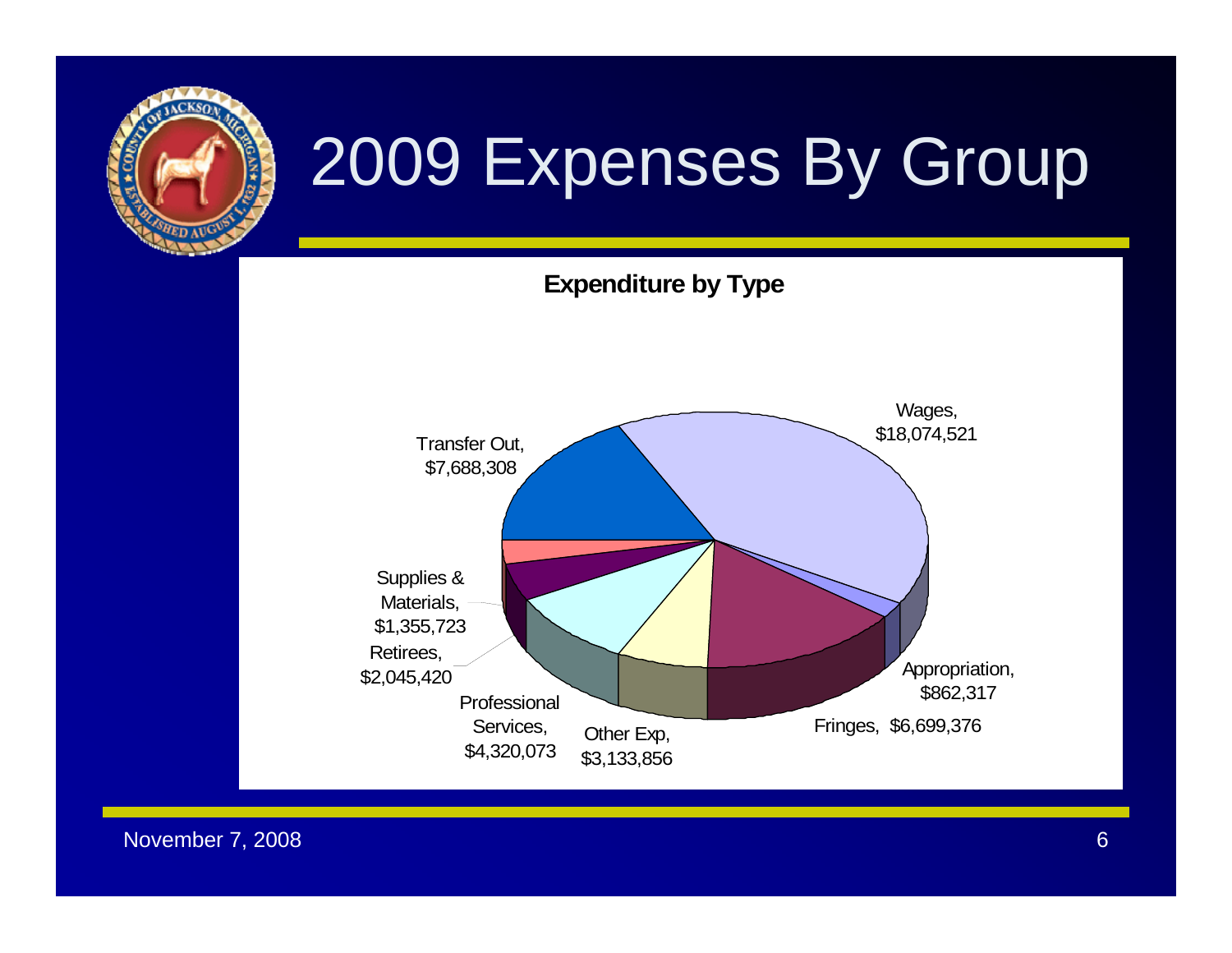# 2009 Expenses By Group

**Expenditure by Type**

| Type | Amount |
|---|---|
| Wages | $18,074,521 |
| Appropriation | $862,317 |
| Fringes | $6,699,376 |
| Other Exp | $3,133,856 |
| Professional Services | $4,320,073 |
| Retirees | $2,045,420 |
| Supplies & Materials | $1,355,723 |
| Transfer Out | $7,688,308 |

November 7, 2008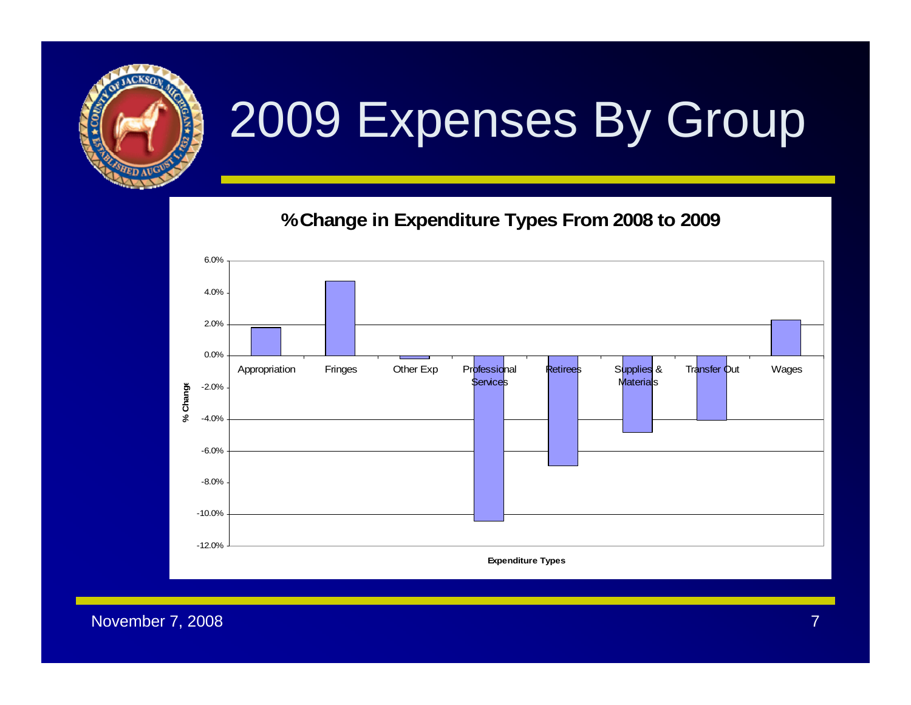# 2009 Expenses By Group

**% Change in Expenditure Types From 2008 to 2009**

% Change

6.0%
4.0%
2.0%
0.0%
-2.0%
-4.0%
-6.0%
-8.0%
-10.0%
-12.0%

Appropriation | Fringes | Other Exp | Professional Services | Retirees | Supplies & Materials | Transfer Out | Wages

**Expenditure Types**

November 7, 2008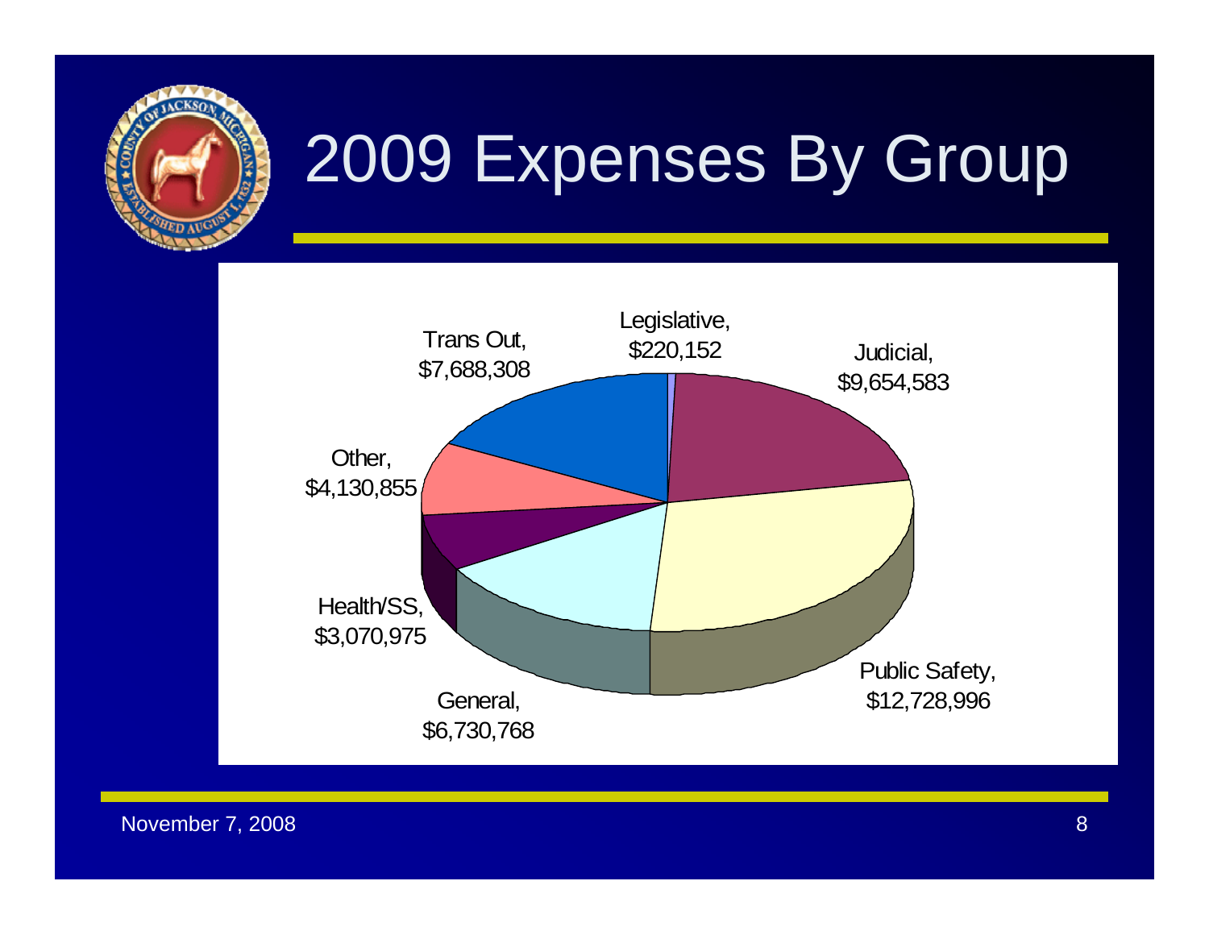# 2009 Expenses By Group

| Group | Amount |
| --- | --- |
| Legislative | $220,152 |
| Judicial | $9,654,583 |
| Public Safety | $12,728,996 |
| General | $6,730,768 |
| Health/SS | $3,070,975 |
| Other | $4,130,855 |
| Trans Out | $7,688,308 |

November 7, 2008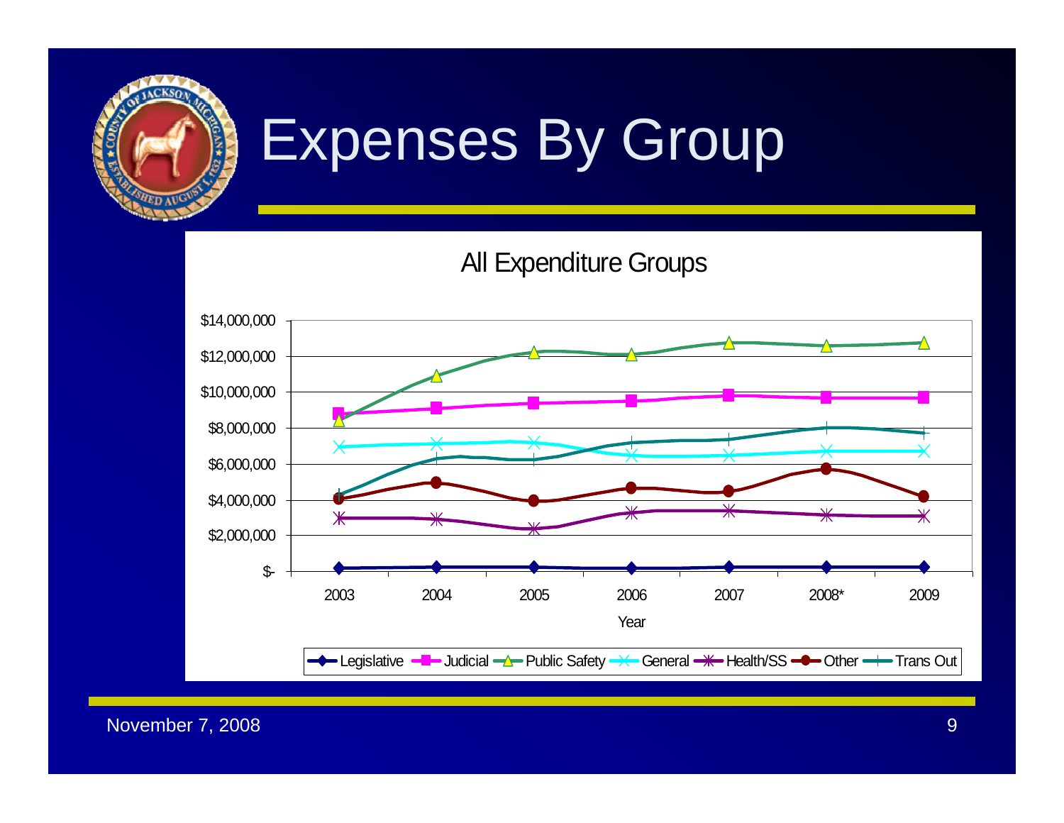# Expenses By Group

All Expenditure Groups

| Year | Legislative | Judicial | Public Safety | General | Health/SS | Other | Trans Out |
|---|---|---|---|---|---|---|---|
| 2003 | | | | | | | |
| 2004 | | | | | | | |
| 2005 | | | | | | | |
| 2006 | | | | | | | |
| 2007 | | | | | | | |
| 2008* | | | | | | | |
| 2009 | | | | | | | |

Y-axis: $- to $14,000,000 ($-, $2,000,000, $4,000,000, $6,000,000, $8,000,000, $10,000,000, $12,000,000, $14,000,000)

X-axis: Year

Legend: Legislative, Judicial, Public Safety, General, Health/SS, Other, Trans Out

November 7, 2008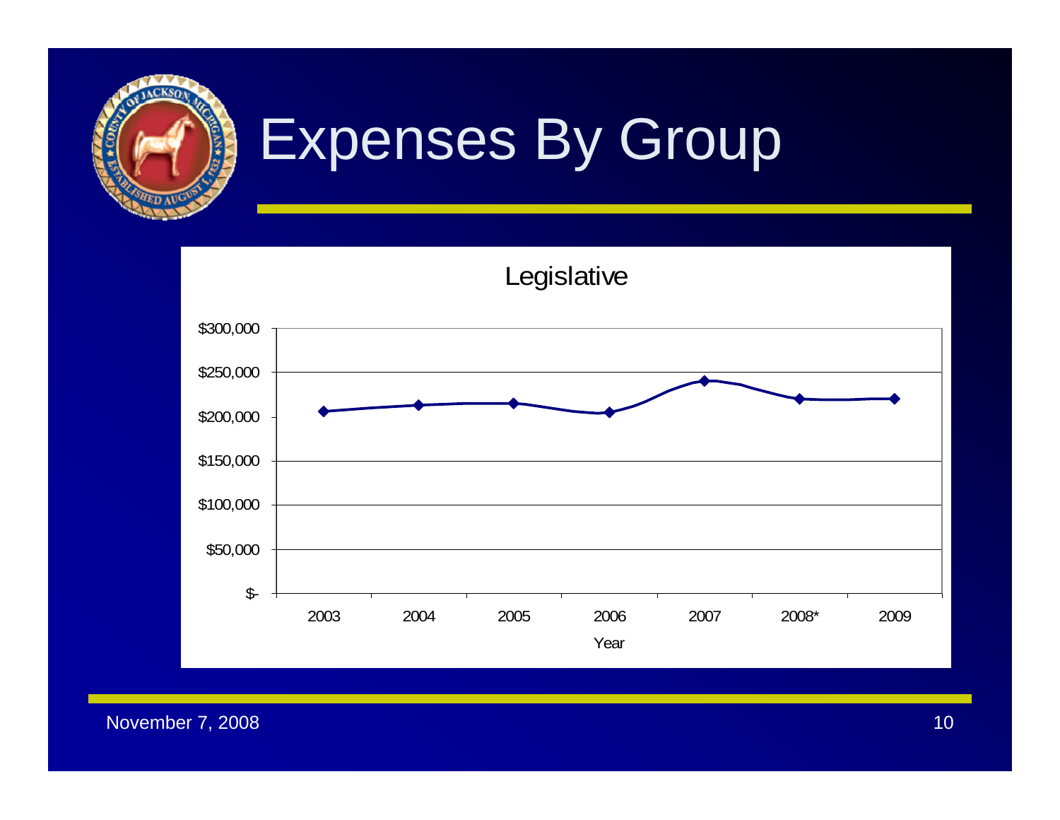# Expenses By Group

Legislative

| Year | Amount |
| --- | --- |
| 2003 | ~$206,000 |
| 2004 | ~$213,000 |
| 2005 | ~$215,000 |
| 2006 | ~$205,000 |
| 2007 | ~$241,000 |
| 2008* | ~$220,000 |
| 2009 | ~$220,000 |

November 7, 2008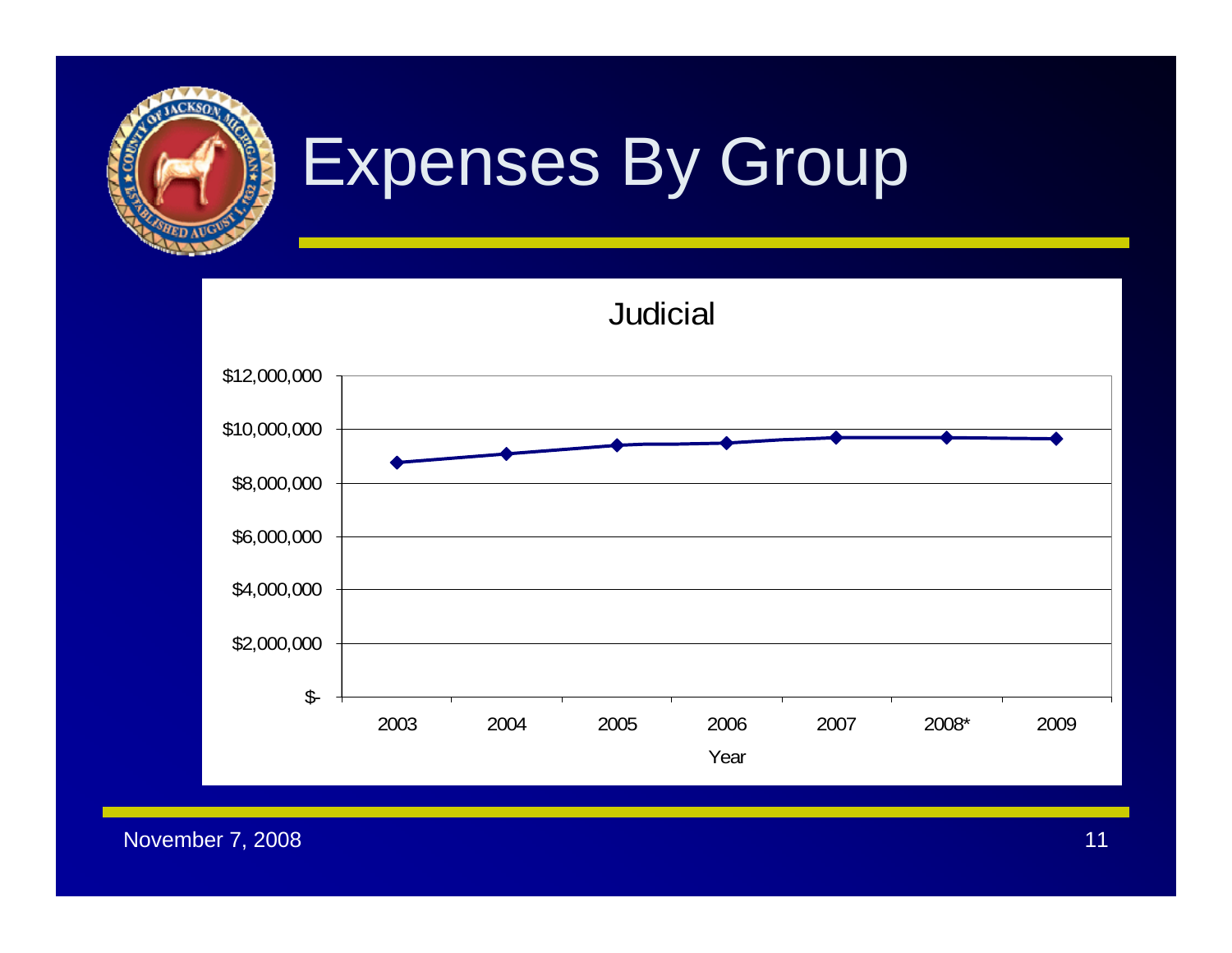# Expenses By Group

Judicial

$12,000,000
$10,000,000
$8,000,000
$6,000,000
$4,000,000
$2,000,000
$-

2003 2004 2005 2006 2007 2008* 2009

Year

November 7, 2008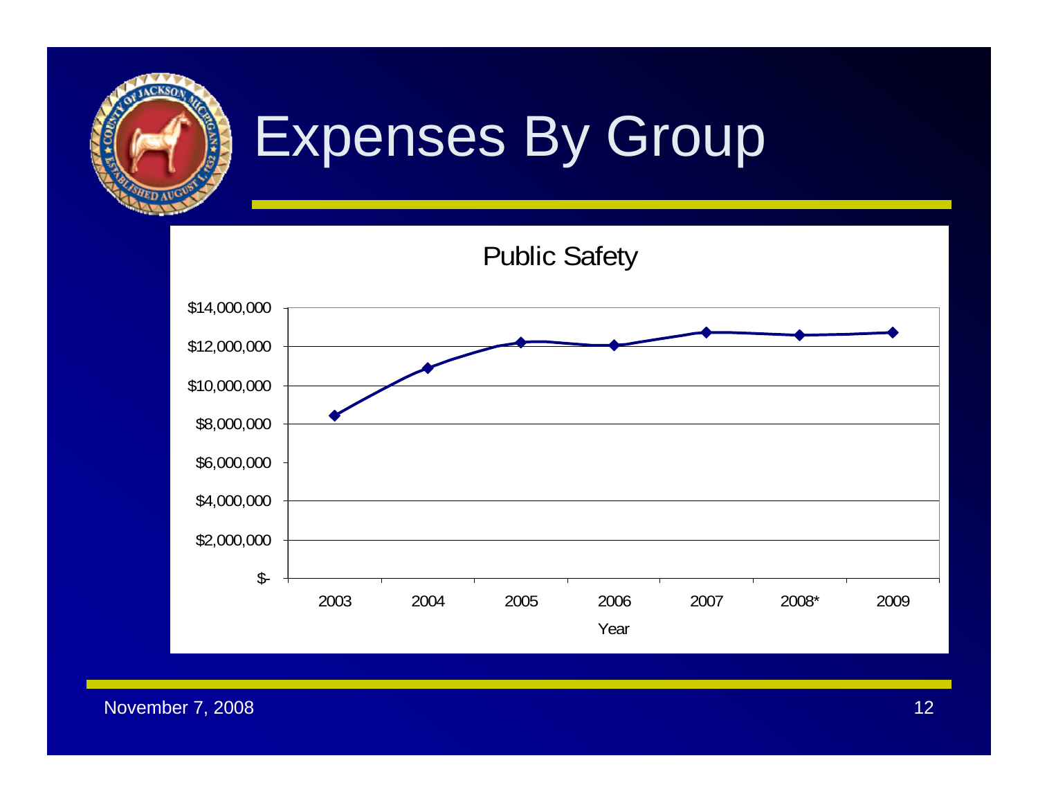# Expenses By Group

Public Safety

| Year | Amount |
|---|---|
| 2003 | ~$8,400,000 |
| 2004 | ~$10,900,000 |
| 2005 | ~$12,200,000 |
| 2006 | ~$12,100,000 |
| 2007 | ~$12,700,000 |
| 2008* | ~$12,600,000 |
| 2009 | ~$12,700,000 |

November 7, 2008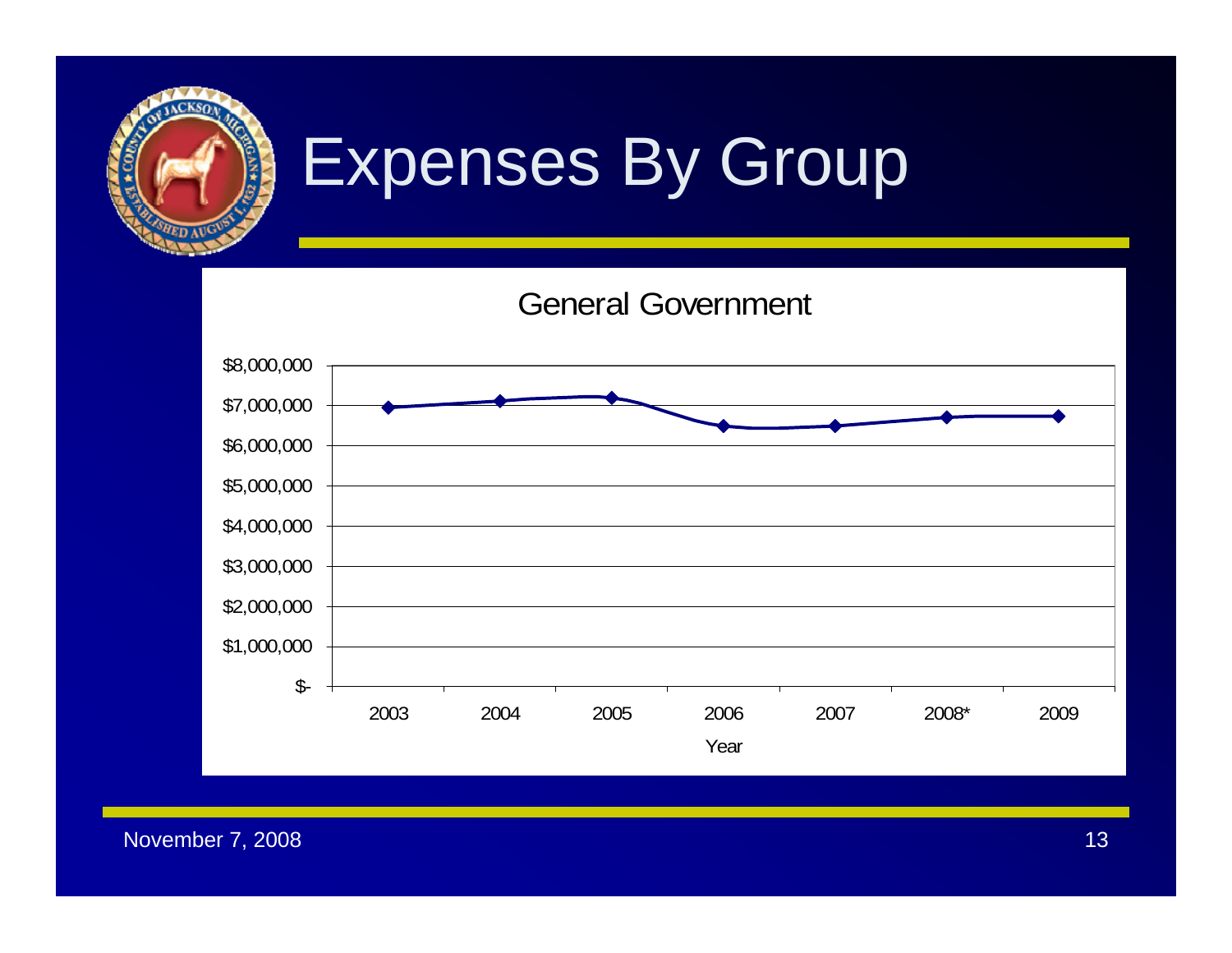# Expenses By Group

## General Government

| Year | Amount |
|---|---|
| 2003 | ~$6,950,000 |
| 2004 | ~$7,100,000 |
| 2005 | ~$7,200,000 |
| 2006 | ~$6,500,000 |
| 2007 | ~$6,500,000 |
| 2008* | ~$6,700,000 |
| 2009 | ~$6,750,000 |

Year

November 7, 2008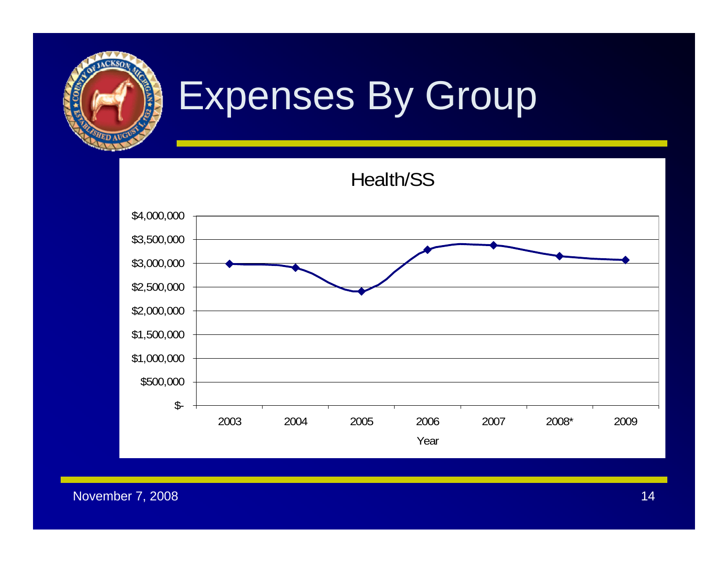# Expenses By Group

Health/SS

| Year | Amount |
|---|---|
| 2003 | $3,000,000 |
| 2004 | $2,900,000 |
| 2005 | $2,400,000 |
| 2006 | $3,280,000 |
| 2007 | $3,380,000 |
| 2008* | $3,150,000 |
| 2009 | $3,070,000 |

November 7, 2008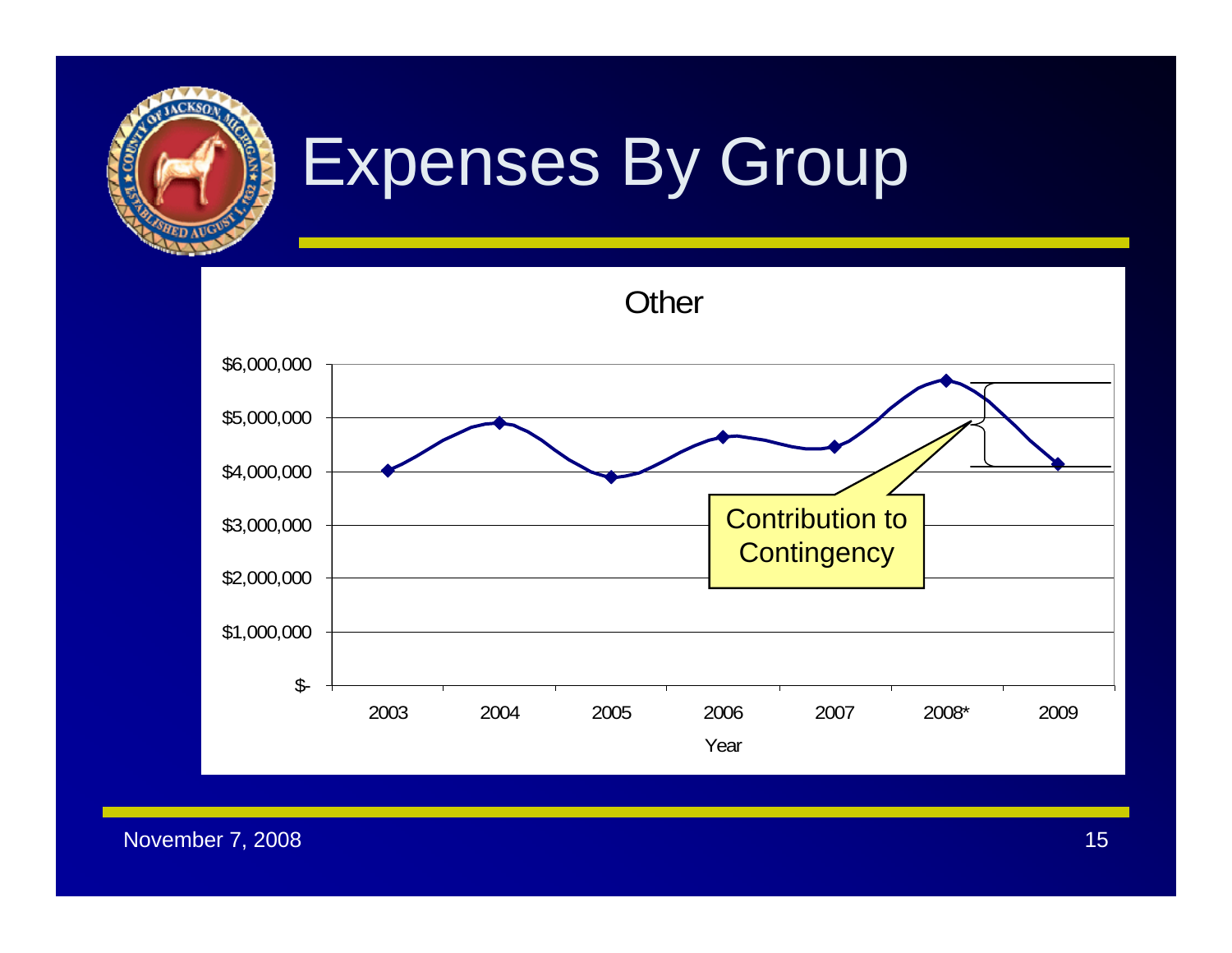# Expenses By Group

**Other**

| Year | Amount |
| --- | --- |
| 2003 | ~$4,000,000 |
| 2004 | ~$4,900,000 |
| 2005 | ~$3,900,000 |
| 2006 | ~$4,650,000 |
| 2007 | ~$4,450,000 |
| 2008* | ~$5,700,000 |
| 2009 | ~$4,150,000 |

Y-axis: $- to $6,000,000 (in $1,000,000 increments)

X-axis: Year

Callout: Contribution to Contingency (indicating the difference between 2008* and 2009)

November 7, 2008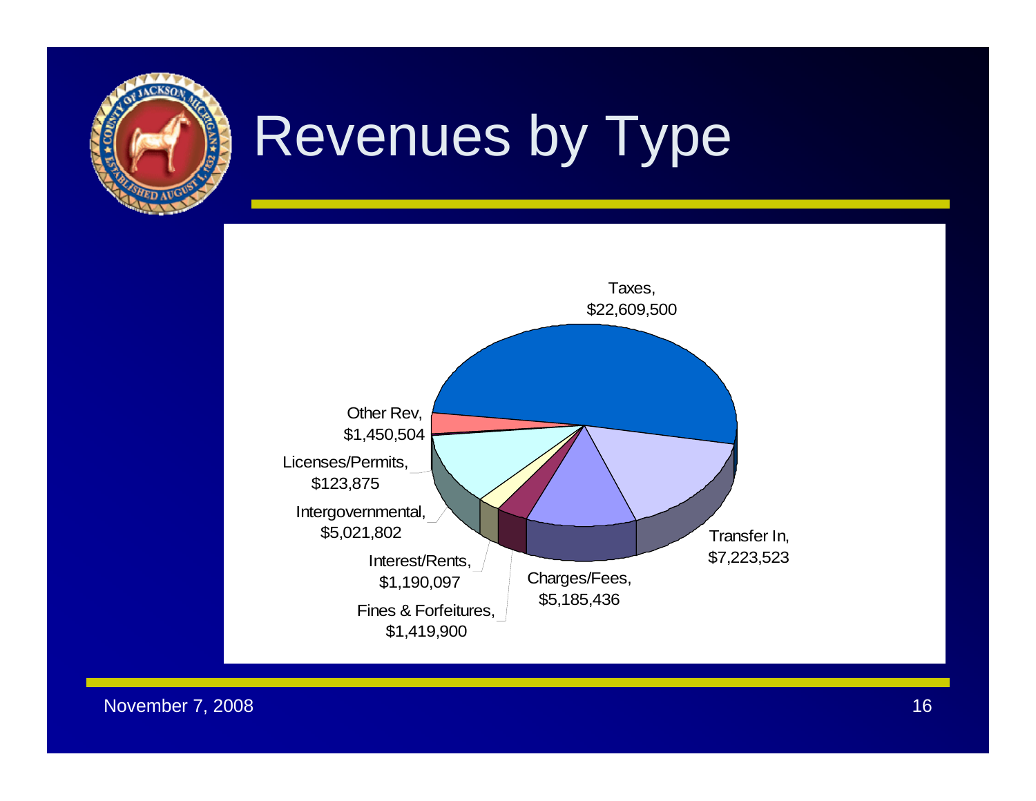# Revenues by Type

Taxes, $22,609,500

Transfer In, $7,223,523

Charges/Fees, $5,185,436

Fines & Forfeitures, $1,419,900

Interest/Rents, $1,190,097

Intergovernmental, $5,021,802

Licenses/Permits, $123,875

Other Rev, $1,450,504

November 7, 2008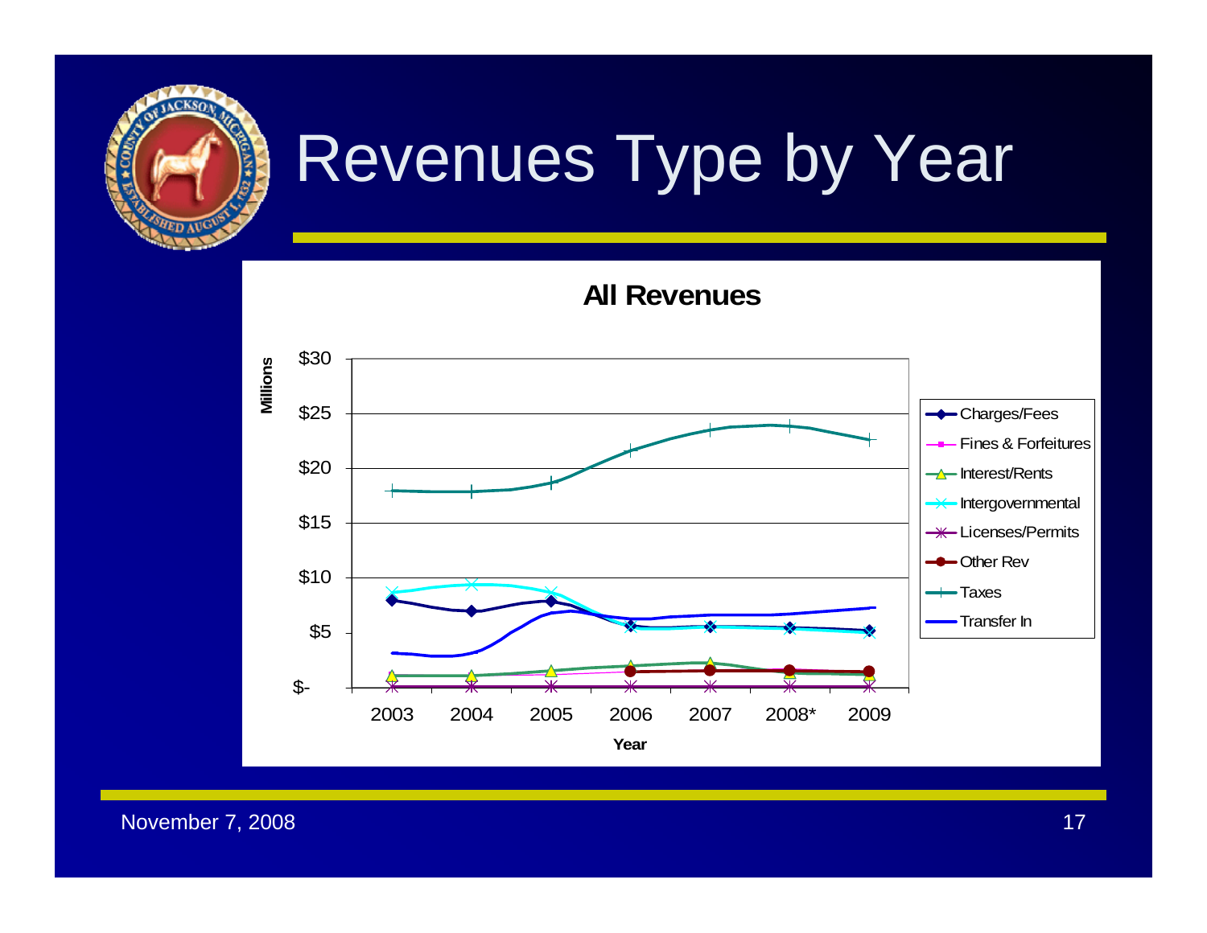# Revenues Type by Year

**All Revenues**

Millions

$30
$25
$20
$15
$10
$5
$-

2003 2004 2005 2006 2007 2008* 2009

Year

- Charges/Fees
- Fines & Forfeitures
- Interest/Rents
- Intergovernmental
- Licenses/Permits
- Other Rev
- Taxes
- Transfer In

November 7, 2008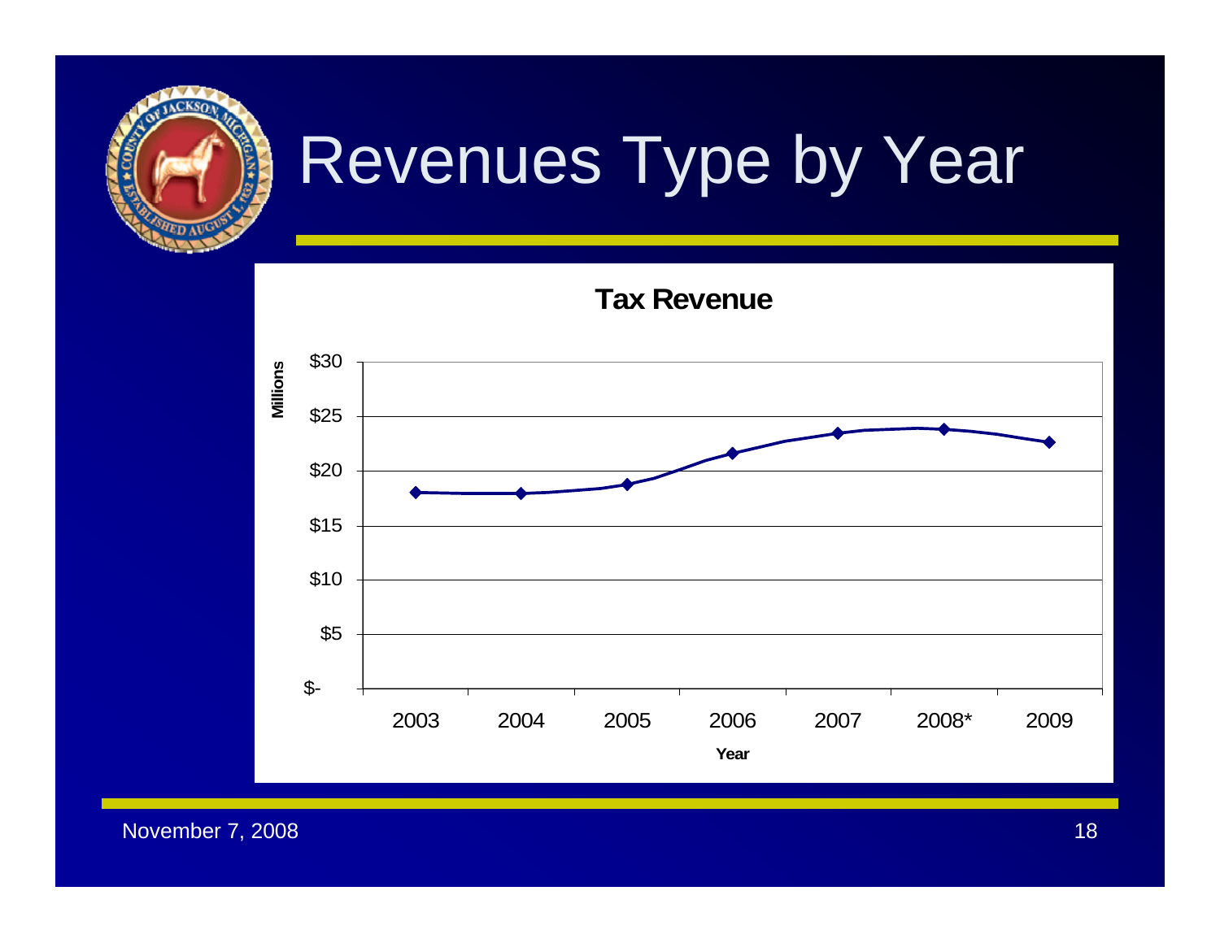# Revenues Type by Year

**Tax Revenue**

Millions

| Year | Tax Revenue |
|---|---|
| 2003 | ~$18 |
| 2004 | ~$18 |
| 2005 | ~$19 |
| 2006 | ~$22 |
| 2007 | ~$23.5 |
| 2008* | ~$24 |
| 2009 | ~$22.5 |

Year

November 7, 2008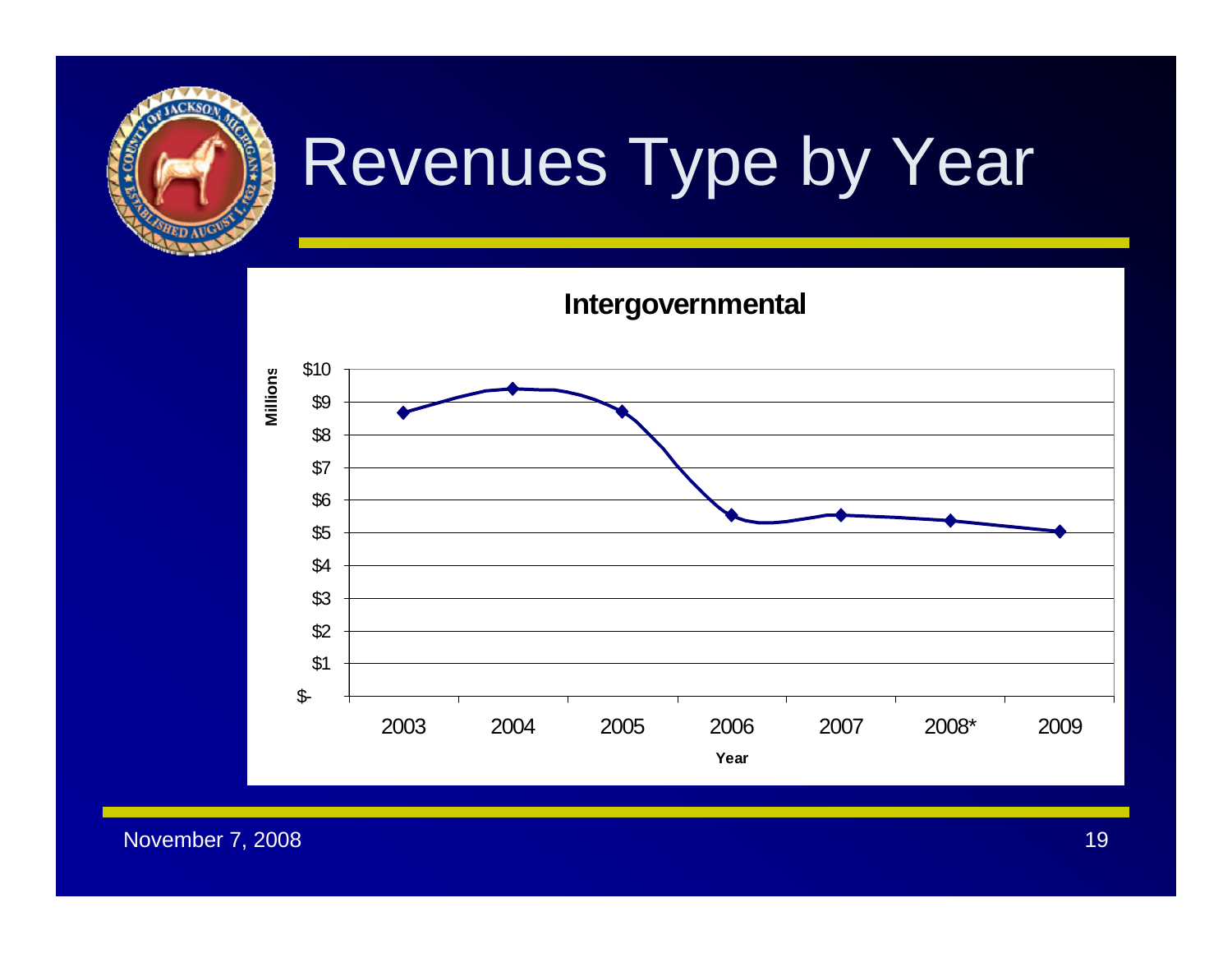# Revenues Type by Year

**Intergovernmental**

Millions

| Year | Value |
|---|---|
| 2003 | ~$8.7 |
| 2004 | ~$9.4 |
| 2005 | ~$8.7 |
| 2006 | ~$5.5 |
| 2007 | ~$5.5 |
| 2008* | ~$5.4 |
| 2009 | ~$5.0 |

Year

November 7, 2008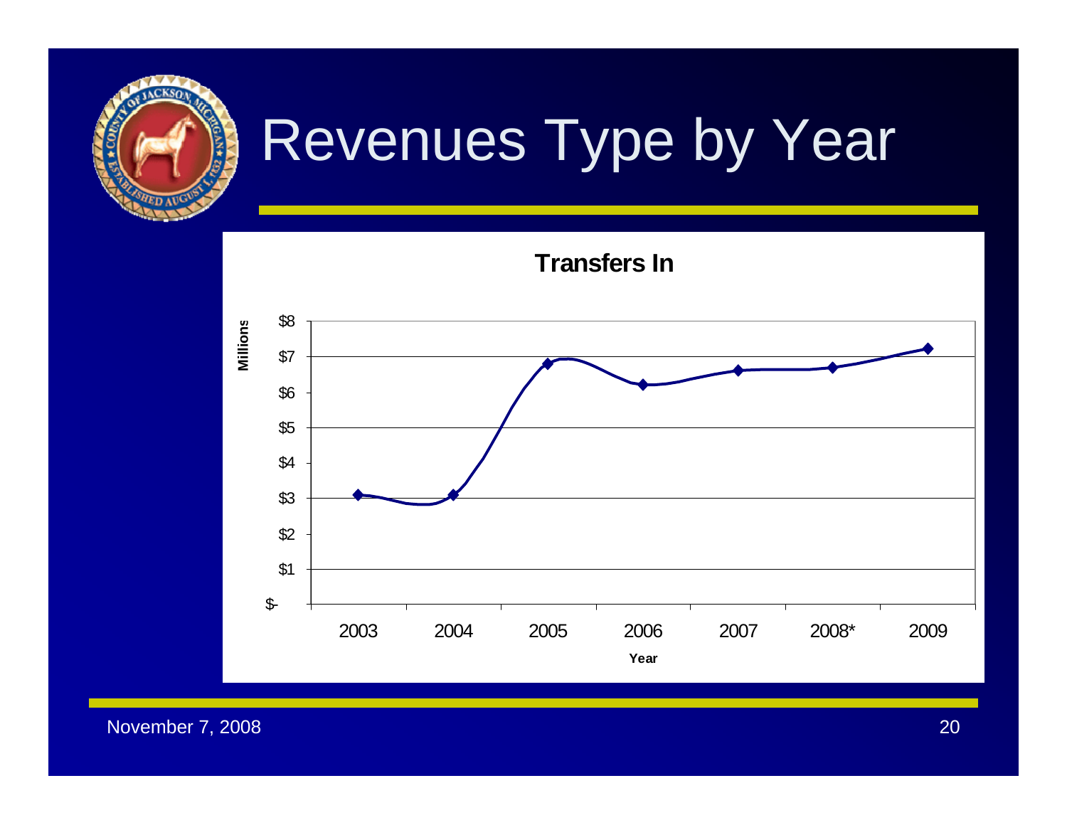# Revenues Type by Year

**Transfers In**

Millions

$8
$7
$6
$5
$4
$3
$2
$1
$-

2003 2004 2005 2006 2007 2008* 2009

Year

November 7, 2008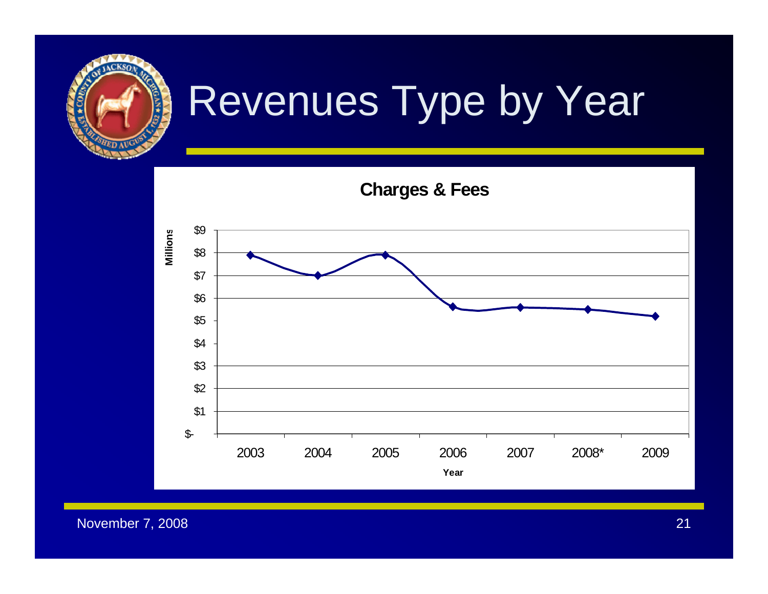# Revenues Type by Year

**Charges & Fees**

Millions

$9
$8
$7
$6
$5
$4
$3
$2
$1
$-

2003 2004 2005 2006 2007 2008* 2009

Year

November 7, 2008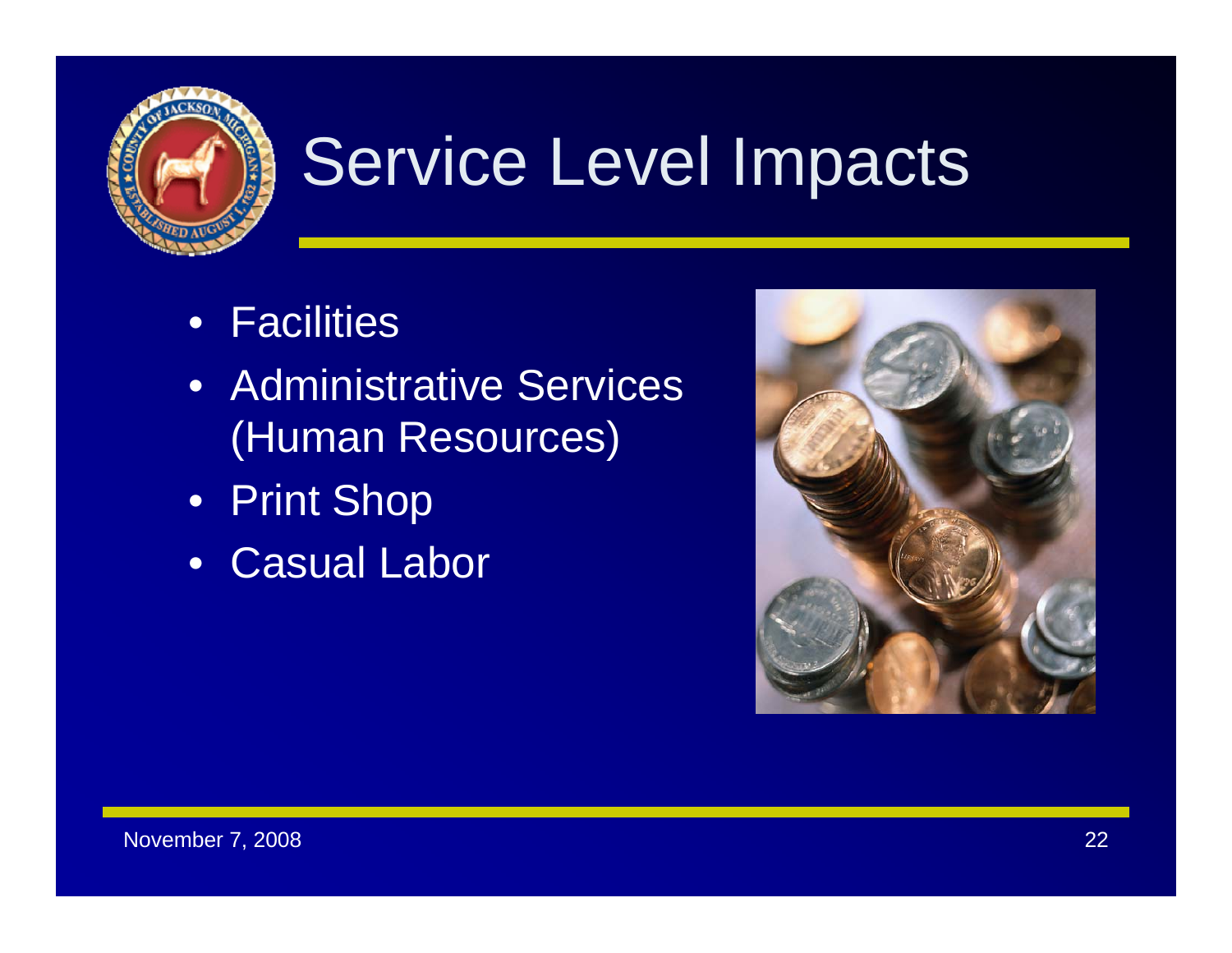# Service Level Impacts

- Facilities
- Administrative Services (Human Resources)
- Print Shop
- Casual Labor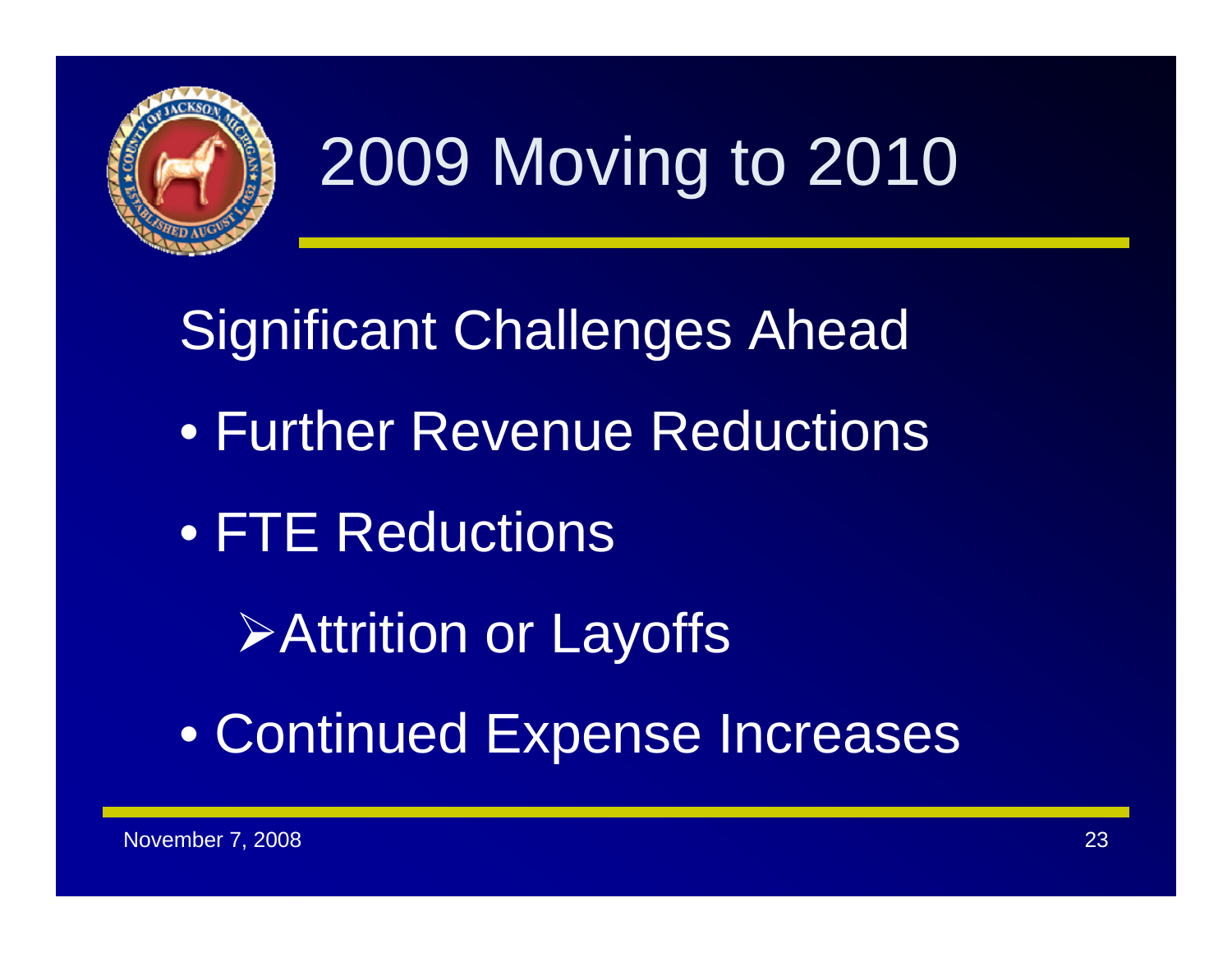# 2009 Moving to 2010

Significant Challenges Ahead

- Further Revenue Reductions
- FTE Reductions
  - Attrition or Layoffs
- Continued Expense Increases

November 7, 2008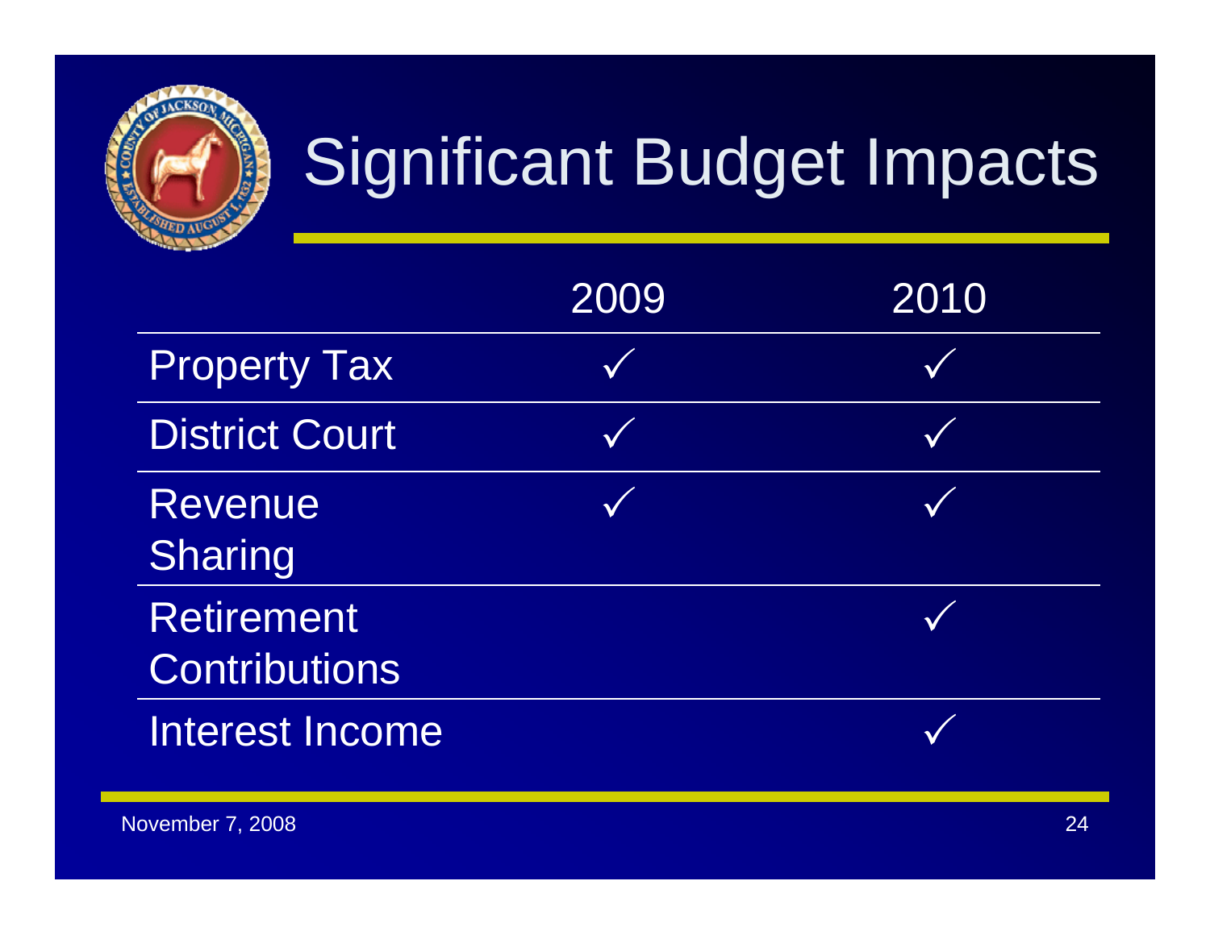# Significant Budget Impacts

| | 2009 | 2010 |
|---|---|---|
| Property Tax | ✓ | ✓ |
| District Court | ✓ | ✓ |
| Revenue Sharing | ✓ | ✓ |
| Retirement Contributions | | ✓ |
| Interest Income | | ✓ |

November 7, 2008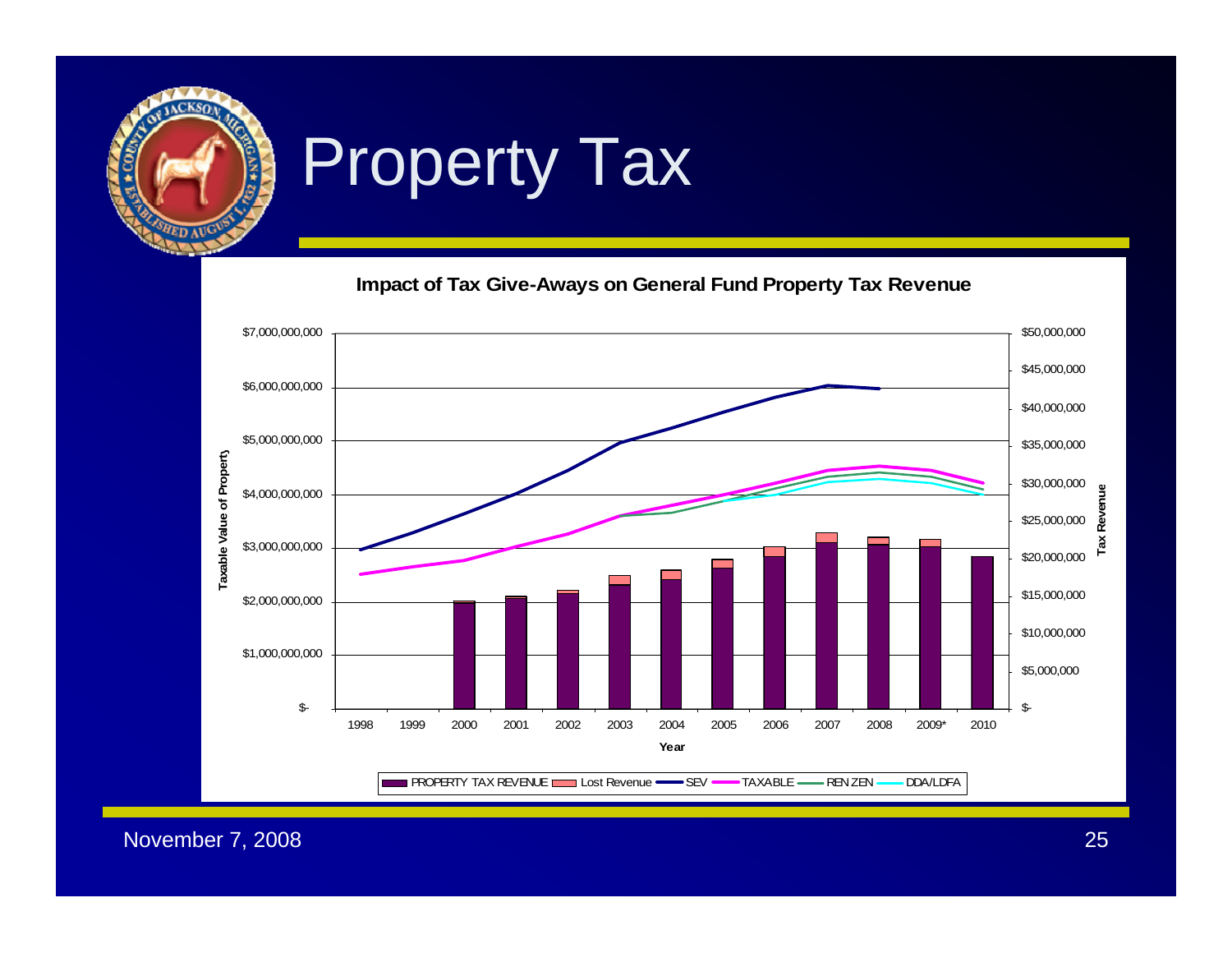# Property Tax

**Impact of Tax Give-Aways on General Fund Property Tax Revenue**

Taxable Value of Property: $-, $1,000,000,000, $2,000,000,000, $3,000,000,000, $4,000,000,000, $5,000,000,000, $6,000,000,000, $7,000,000,000

Tax Revenue: $-, $5,000,000, $10,000,000, $15,000,000, $20,000,000, $25,000,000, $30,000,000, $35,000,000, $40,000,000, $45,000,000, $50,000,000

Year: 1998, 1999, 2000, 2001, 2002, 2003, 2004, 2005, 2006, 2007, 2008, 2009*, 2010

Legend: PROPERTY TAX REVENUE, Lost Revenue, SEV, TAXABLE, REN ZEN, DDA/LDFA

November 7, 2008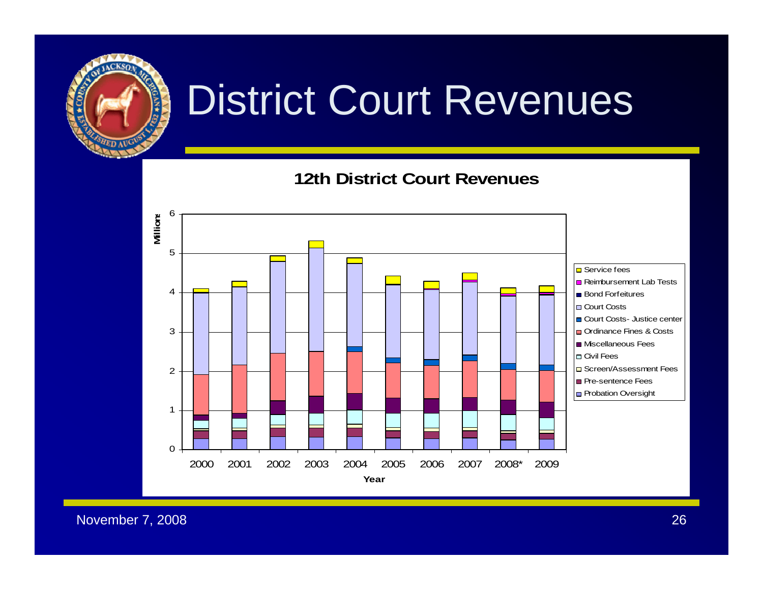# District Court Revenues

**12th District Court Revenues**

Millions

Year: 2000, 2001, 2002, 2003, 2004, 2005, 2006, 2007, 2008*, 2009

Legend:
- Service fees
- Reimbursement Lab Tests
- Bond Forfeitures
- Court Costs
- Court Costs- Justice center
- Ordinance Fines & Costs
- Miscellaneous Fees
- Civil Fees
- Screen/Assessment Fees
- Pre-sentence Fees
- Probation Oversight

November 7, 2008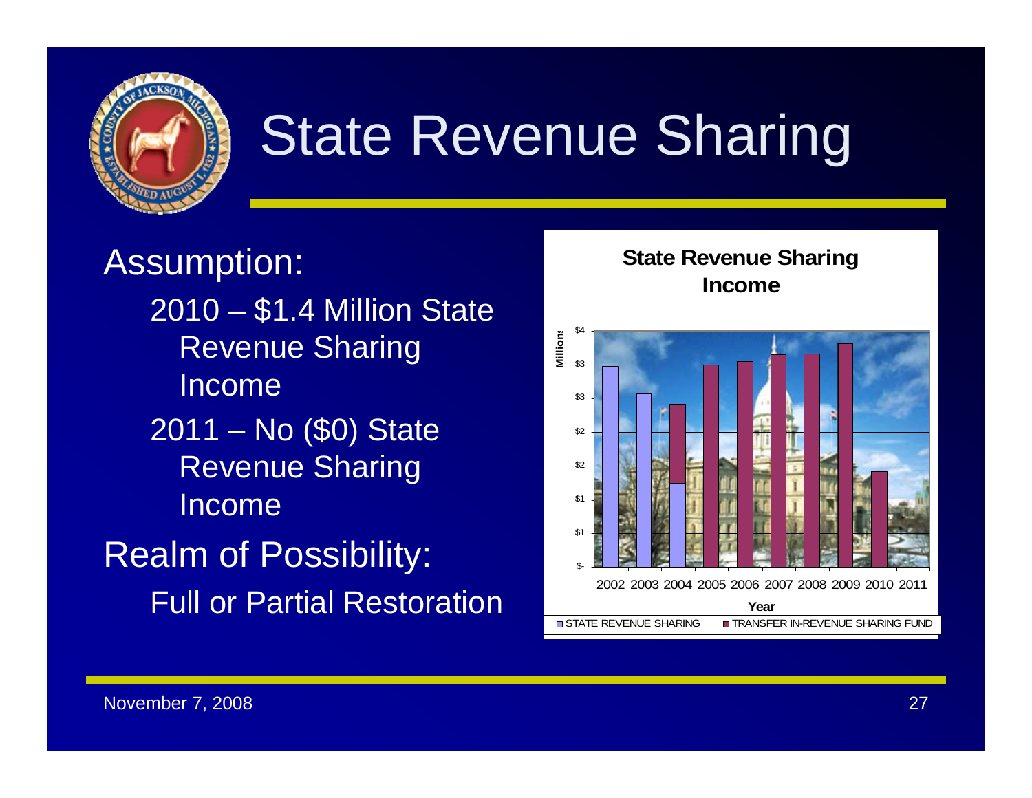# State Revenue Sharing

Assumption:

- 2010 – $1.4 Million State Revenue Sharing Income
- 2011 – No ($0) State Revenue Sharing Income

Realm of Possibility:

- Full or Partial Restoration

**State Revenue Sharing Income**

Millions: $-, $1, $1, $2, $2, $3, $3, $4

Year: 2002 2003 2004 2005 2006 2007 2008 2009 2010 2011

STATE REVENUE SHARING | TRANSFER IN-REVENUE SHARING FUND

November 7, 2008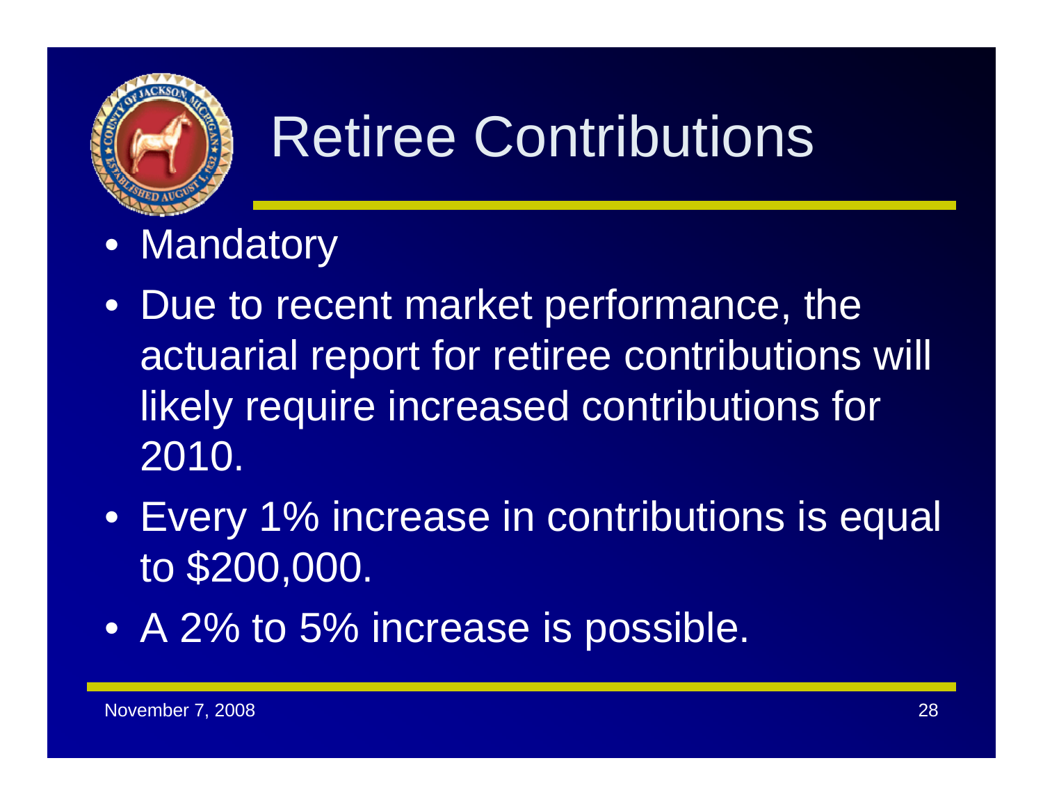# Retiree Contributions

- Mandatory
- Due to recent market performance, the actuarial report for retiree contributions will likely require increased contributions for 2010.
- Every 1% increase in contributions is equal to $200,000.
- A 2% to 5% increase is possible.

November 7, 2008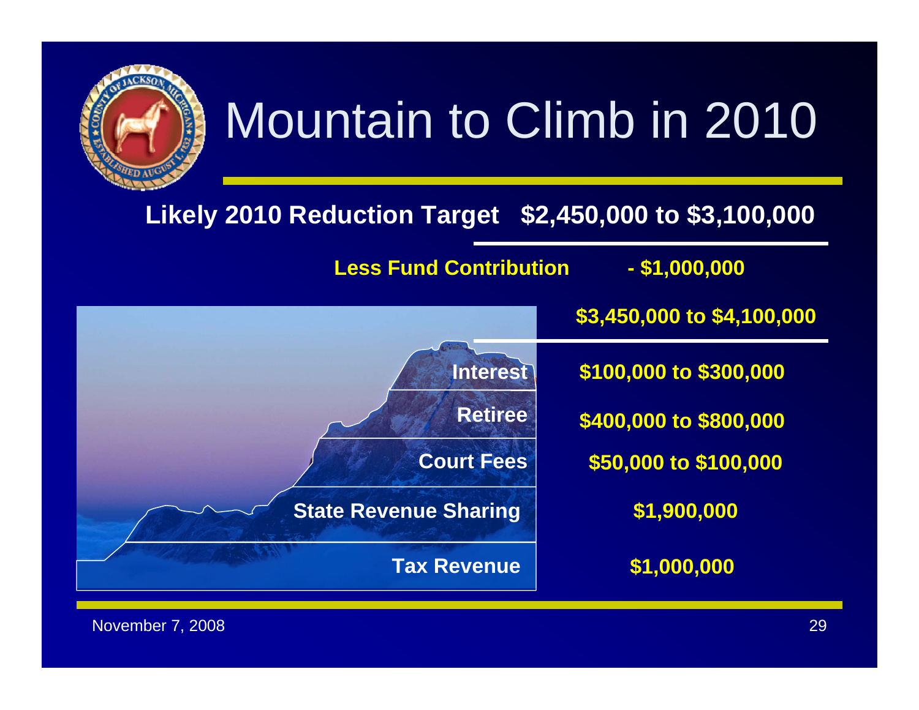# Mountain to Climb in 2010

**Likely 2010 Reduction Target $2,450,000 to $3,100,000**

**Less Fund Contribution - $1,000,000**

**$3,450,000 to $4,100,000**

| Item | Amount |
|---|---|
| Interest | $100,000 to $300,000 |
| Retiree | $400,000 to $800,000 |
| Court Fees | $50,000 to $100,000 |
| State Revenue Sharing | $1,900,000 |
| Tax Revenue | $1,000,000 |

November 7, 2008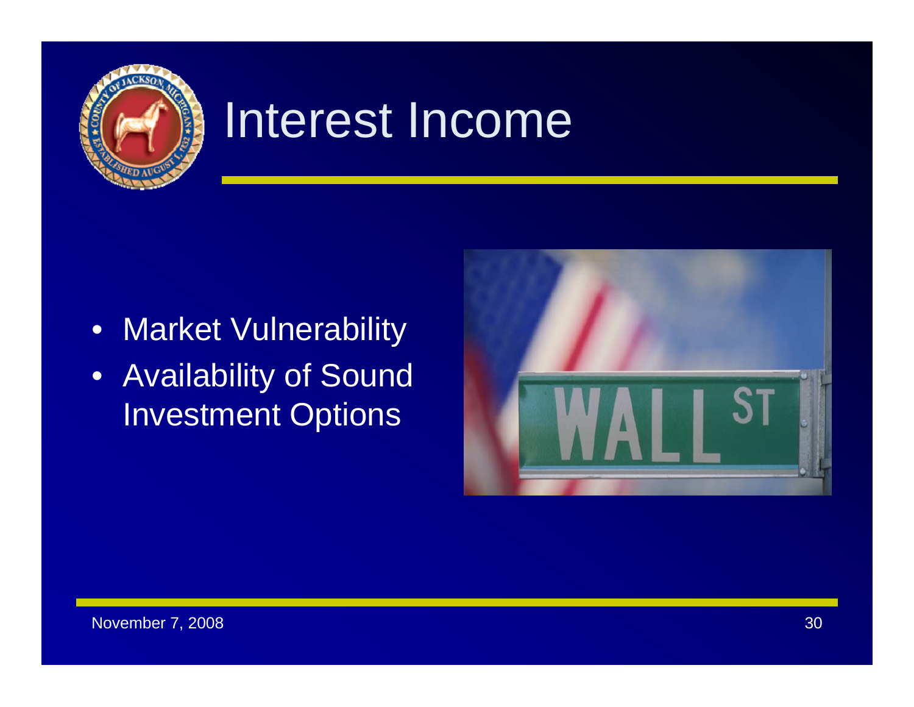# Interest Income

- Market Vulnerability
- Availability of Sound Investment Options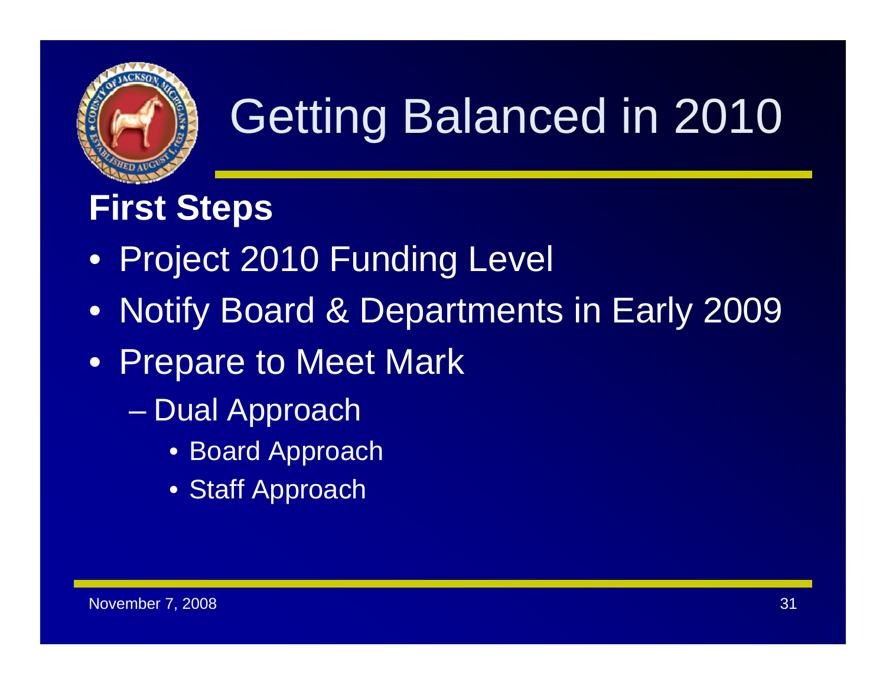# Getting Balanced in 2010

## First Steps

- Project 2010 Funding Level
- Notify Board & Departments in Early 2009
- Prepare to Meet Mark
  - Dual Approach
    - Board Approach
    - Staff Approach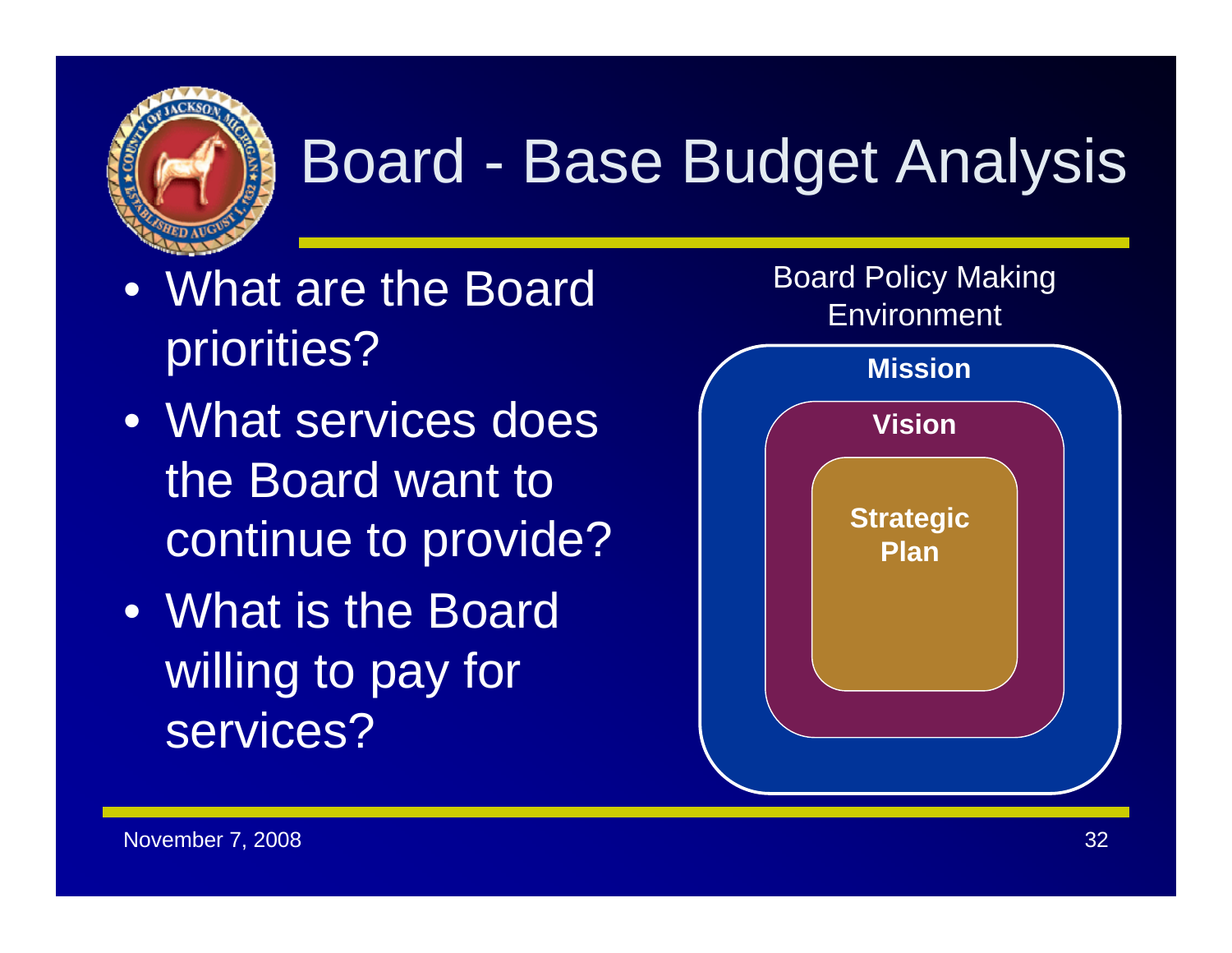# Board - Base Budget Analysis

- What are the Board priorities?
- What services does the Board want to continue to provide?
- What is the Board willing to pay for services?

Board Policy Making Environment

**Mission**

**Vision**

**Strategic Plan**

November 7, 2008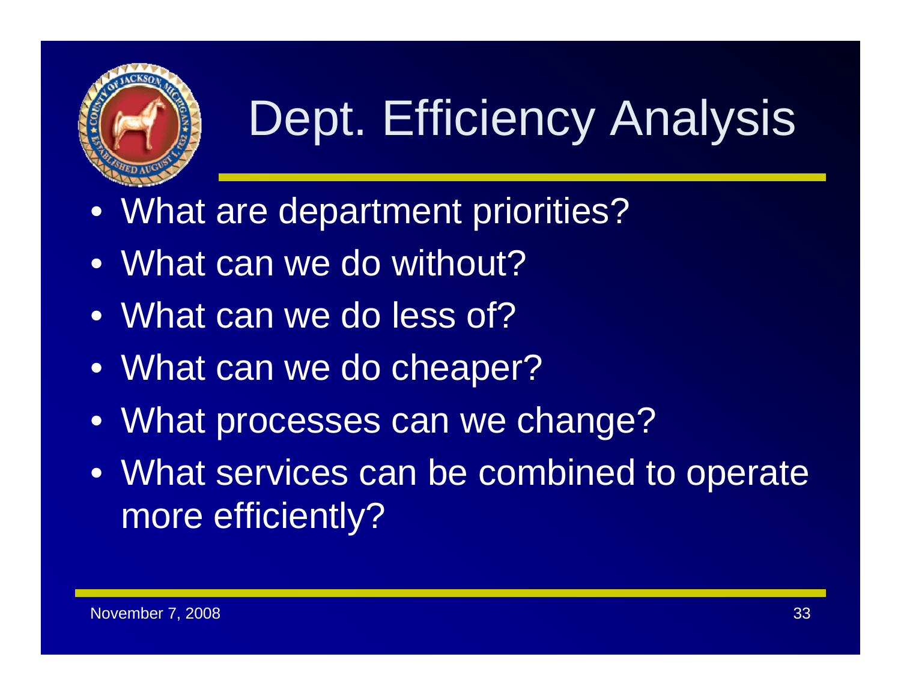# Dept. Efficiency Analysis

- What are department priorities?
- What can we do without?
- What can we do less of?
- What can we do cheaper?
- What processes can we change?
- What services can be combined to operate more efficiently?

November 7, 2008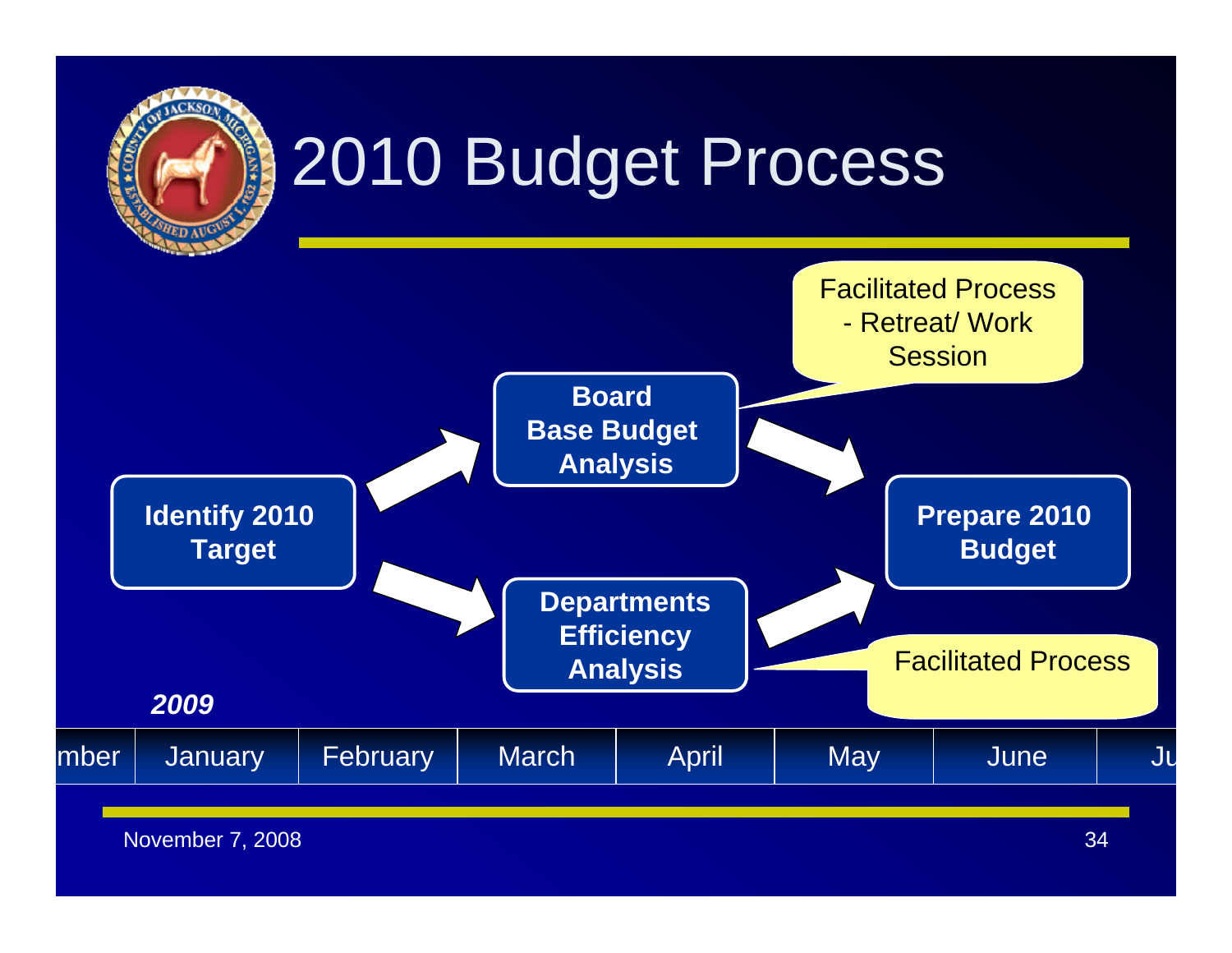# 2010 Budget Process

**Identify 2010 Target**

**Board Base Budget Analysis**

Facilitated Process - Retreat/ Work Session

**Departments Efficiency Analysis**

Facilitated Process

**Prepare 2010 Budget**

***2009***

| mber | January | February | March | April | May | June | Ju |
|---|---|---|---|---|---|---|---|

November 7, 2008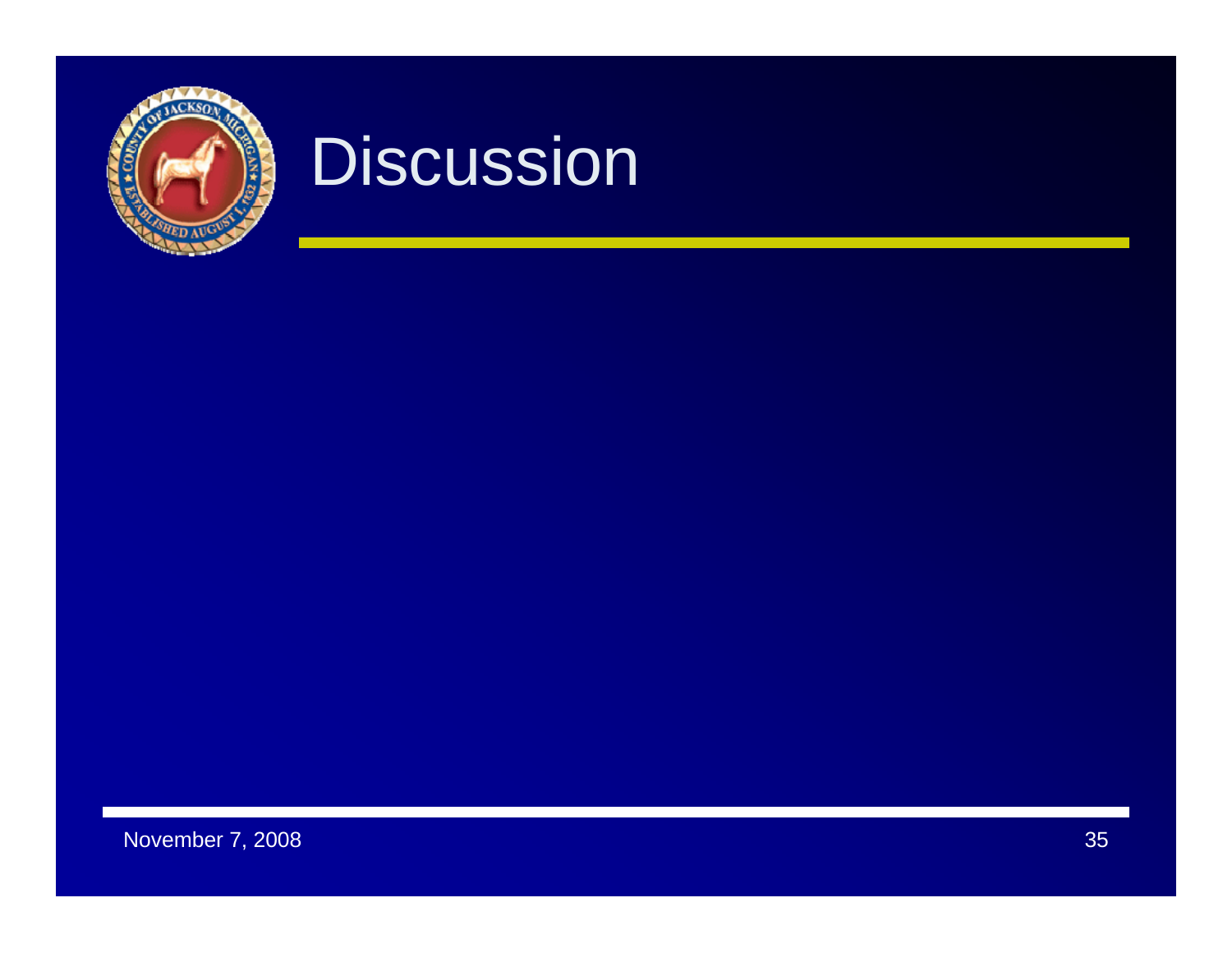# Discussion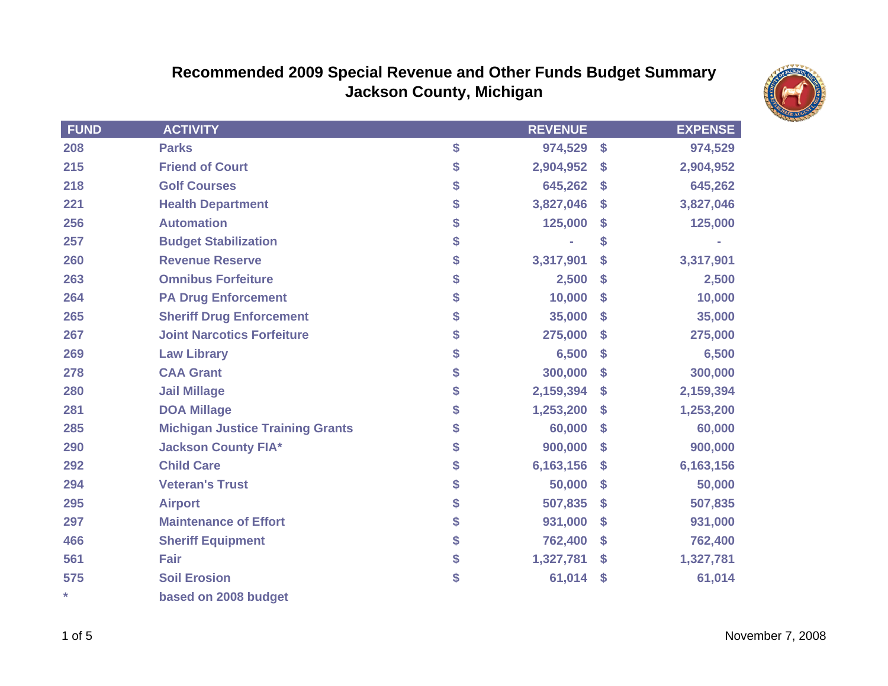# Recommended 2009 Special Revenue and Other Funds Budget Summary
## Jackson County, Michigan

| FUND | ACTIVITY | | REVENUE | | EXPENSE |
|---|---|---|---|---|---|
| 208 | Parks | $ | 974,529 | $ | 974,529 |
| 215 | Friend of Court | $ | 2,904,952 | $ | 2,904,952 |
| 218 | Golf Courses | $ | 645,262 | $ | 645,262 |
| 221 | Health Department | $ | 3,827,046 | $ | 3,827,046 |
| 256 | Automation | $ | 125,000 | $ | 125,000 |
| 257 | Budget Stabilization | $ | - | $ | - |
| 260 | Revenue Reserve | $ | 3,317,901 | $ | 3,317,901 |
| 263 | Omnibus Forfeiture | $ | 2,500 | $ | 2,500 |
| 264 | PA Drug Enforcement | $ | 10,000 | $ | 10,000 |
| 265 | Sheriff Drug Enforcement | $ | 35,000 | $ | 35,000 |
| 267 | Joint Narcotics Forfeiture | $ | 275,000 | $ | 275,000 |
| 269 | Law Library | $ | 6,500 | $ | 6,500 |
| 278 | CAA Grant | $ | 300,000 | $ | 300,000 |
| 280 | Jail Millage | $ | 2,159,394 | $ | 2,159,394 |
| 281 | DOA Millage | $ | 1,253,200 | $ | 1,253,200 |
| 285 | Michigan Justice Training Grants | $ | 60,000 | $ | 60,000 |
| 290 | Jackson County FIA* | $ | 900,000 | $ | 900,000 |
| 292 | Child Care | $ | 6,163,156 | $ | 6,163,156 |
| 294 | Veteran's Trust | $ | 50,000 | $ | 50,000 |
| 295 | Airport | $ | 507,835 | $ | 507,835 |
| 297 | Maintenance of Effort | $ | 931,000 | $ | 931,000 |
| 466 | Sheriff Equipment | $ | 762,400 | $ | 762,400 |
| 561 | Fair | $ | 1,327,781 | $ | 1,327,781 |
| 575 | Soil Erosion | $ | 61,014 | $ | 61,014 |

\* based on 2008 budget

November 7, 2008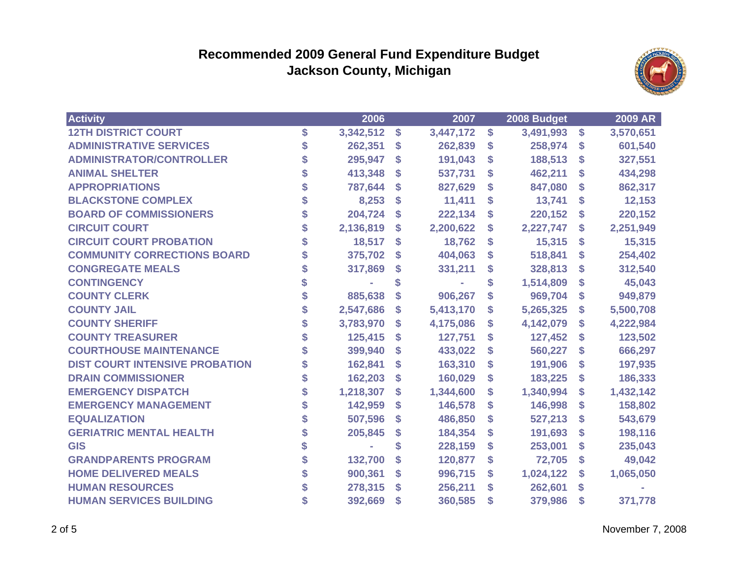# Recommended 2009 General Fund Expenditure Budget
## Jackson County, Michigan

| Activity | 2006 | 2007 | 2008 Budget | 2009 AR |
|---|---|---|---|---|
| 12TH DISTRICT COURT | $ 3,342,512 | $ 3,447,172 | $ 3,491,993 | $ 3,570,651 |
| ADMINISTRATIVE SERVICES | $ 262,351 | $ 262,839 | $ 258,974 | $ 601,540 |
| ADMINISTRATOR/CONTROLLER | $ 295,947 | $ 191,043 | $ 188,513 | $ 327,551 |
| ANIMAL SHELTER | $ 413,348 | $ 537,731 | $ 462,211 | $ 434,298 |
| APPROPRIATIONS | $ 787,644 | $ 827,629 | $ 847,080 | $ 862,317 |
| BLACKSTONE COMPLEX | $ 8,253 | $ 11,411 | $ 13,741 | $ 12,153 |
| BOARD OF COMMISSIONERS | $ 204,724 | $ 222,134 | $ 220,152 | $ 220,152 |
| CIRCUIT COURT | $ 2,136,819 | $ 2,200,622 | $ 2,227,747 | $ 2,251,949 |
| CIRCUIT COURT PROBATION | $ 18,517 | $ 18,762 | $ 15,315 | $ 15,315 |
| COMMUNITY CORRECTIONS BOARD | $ 375,702 | $ 404,063 | $ 518,841 | $ 254,402 |
| CONGREGATE MEALS | $ 317,869 | $ 331,211 | $ 328,813 | $ 312,540 |
| CONTINGENCY | $ - | $ - | $ 1,514,809 | $ 45,043 |
| COUNTY CLERK | $ 885,638 | $ 906,267 | $ 969,704 | $ 949,879 |
| COUNTY JAIL | $ 2,547,686 | $ 5,413,170 | $ 5,265,325 | $ 5,500,708 |
| COUNTY SHERIFF | $ 3,783,970 | $ 4,175,086 | $ 4,142,079 | $ 4,222,984 |
| COUNTY TREASURER | $ 125,415 | $ 127,751 | $ 127,452 | $ 123,502 |
| COURTHOUSE MAINTENANCE | $ 399,940 | $ 433,022 | $ 560,227 | $ 666,297 |
| DIST COURT INTENSIVE PROBATION | $ 162,841 | $ 163,310 | $ 191,906 | $ 197,935 |
| DRAIN COMMISSIONER | $ 162,203 | $ 160,029 | $ 183,225 | $ 186,333 |
| EMERGENCY DISPATCH | $ 1,218,307 | $ 1,344,600 | $ 1,340,994 | $ 1,432,142 |
| EMERGENCY MANAGEMENT | $ 142,959 | $ 146,578 | $ 146,998 | $ 158,802 |
| EQUALIZATION | $ 507,596 | $ 486,850 | $ 527,213 | $ 543,679 |
| GERIATRIC MENTAL HEALTH | $ 205,845 | $ 184,354 | $ 191,693 | $ 198,116 |
| GIS | $ - | $ 228,159 | $ 253,001 | $ 235,043 |
| GRANDPARENTS PROGRAM | $ 132,700 | $ 120,877 | $ 72,705 | $ 49,042 |
| HOME DELIVERED MEALS | $ 900,361 | $ 996,715 | $ 1,024,122 | $ 1,065,050 |
| HUMAN RESOURCES | $ 278,315 | $ 256,211 | $ 262,601 | $ - |
| HUMAN SERVICES BUILDING | $ 392,669 | $ 360,585 | $ 379,986 | $ 371,778 |

November 7, 2008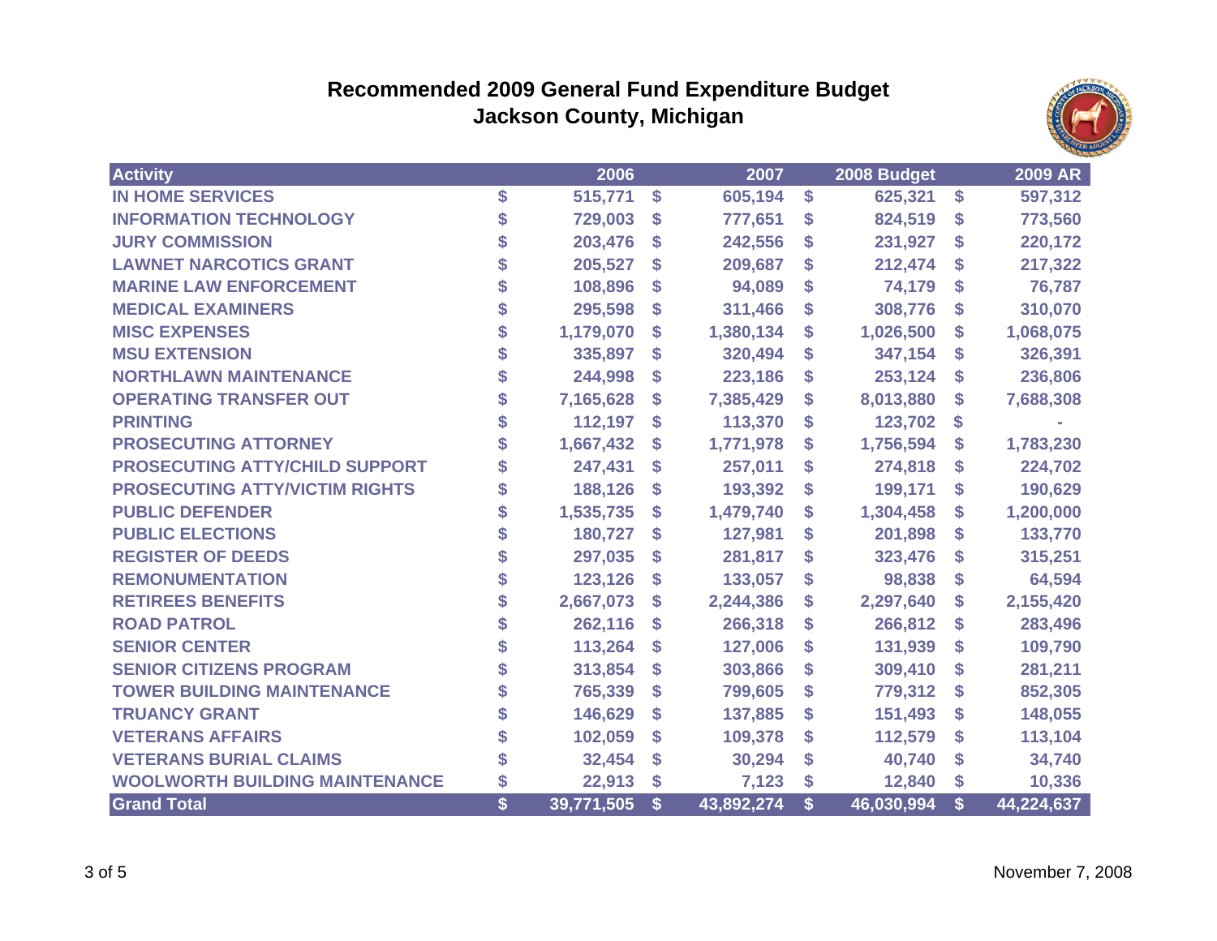# Recommended 2009 General Fund Expenditure Budget
## Jackson County, Michigan

| Activity | 2006 | 2007 | 2008 Budget | 2009 AR |
|---|---|---|---|---|
| IN HOME SERVICES | $ 515,771 | $ 605,194 | $ 625,321 | $ 597,312 |
| INFORMATION TECHNOLOGY | $ 729,003 | $ 777,651 | $ 824,519 | $ 773,560 |
| JURY COMMISSION | $ 203,476 | $ 242,556 | $ 231,927 | $ 220,172 |
| LAWNET NARCOTICS GRANT | $ 205,527 | $ 209,687 | $ 212,474 | $ 217,322 |
| MARINE LAW ENFORCEMENT | $ 108,896 | $ 94,089 | $ 74,179 | $ 76,787 |
| MEDICAL EXAMINERS | $ 295,598 | $ 311,466 | $ 308,776 | $ 310,070 |
| MISC EXPENSES | $ 1,179,070 | $ 1,380,134 | $ 1,026,500 | $ 1,068,075 |
| MSU EXTENSION | $ 335,897 | $ 320,494 | $ 347,154 | $ 326,391 |
| NORTHLAWN MAINTENANCE | $ 244,998 | $ 223,186 | $ 253,124 | $ 236,806 |
| OPERATING TRANSFER OUT | $ 7,165,628 | $ 7,385,429 | $ 8,013,880 | $ 7,688,308 |
| PRINTING | $ 112,197 | $ 113,370 | $ 123,702 | $ - |
| PROSECUTING ATTORNEY | $ 1,667,432 | $ 1,771,978 | $ 1,756,594 | $ 1,783,230 |
| PROSECUTING ATTY/CHILD SUPPORT | $ 247,431 | $ 257,011 | $ 274,818 | $ 224,702 |
| PROSECUTING ATTY/VICTIM RIGHTS | $ 188,126 | $ 193,392 | $ 199,171 | $ 190,629 |
| PUBLIC DEFENDER | $ 1,535,735 | $ 1,479,740 | $ 1,304,458 | $ 1,200,000 |
| PUBLIC ELECTIONS | $ 180,727 | $ 127,981 | $ 201,898 | $ 133,770 |
| REGISTER OF DEEDS | $ 297,035 | $ 281,817 | $ 323,476 | $ 315,251 |
| REMONUMENTATION | $ 123,126 | $ 133,057 | $ 98,838 | $ 64,594 |
| RETIREES BENEFITS | $ 2,667,073 | $ 2,244,386 | $ 2,297,640 | $ 2,155,420 |
| ROAD PATROL | $ 262,116 | $ 266,318 | $ 266,812 | $ 283,496 |
| SENIOR CENTER | $ 113,264 | $ 127,006 | $ 131,939 | $ 109,790 |
| SENIOR CITIZENS PROGRAM | $ 313,854 | $ 303,866 | $ 309,410 | $ 281,211 |
| TOWER BUILDING MAINTENANCE | $ 765,339 | $ 799,605 | $ 779,312 | $ 852,305 |
| TRUANCY GRANT | $ 146,629 | $ 137,885 | $ 151,493 | $ 148,055 |
| VETERANS AFFAIRS | $ 102,059 | $ 109,378 | $ 112,579 | $ 113,104 |
| VETERANS BURIAL CLAIMS | $ 32,454 | $ 30,294 | $ 40,740 | $ 34,740 |
| WOOLWORTH BUILDING MAINTENANCE | $ 22,913 | $ 7,123 | $ 12,840 | $ 10,336 |
| Grand Total | $ 39,771,505 | $ 43,892,274 | $ 46,030,994 | $ 44,224,637 |

November 7, 2008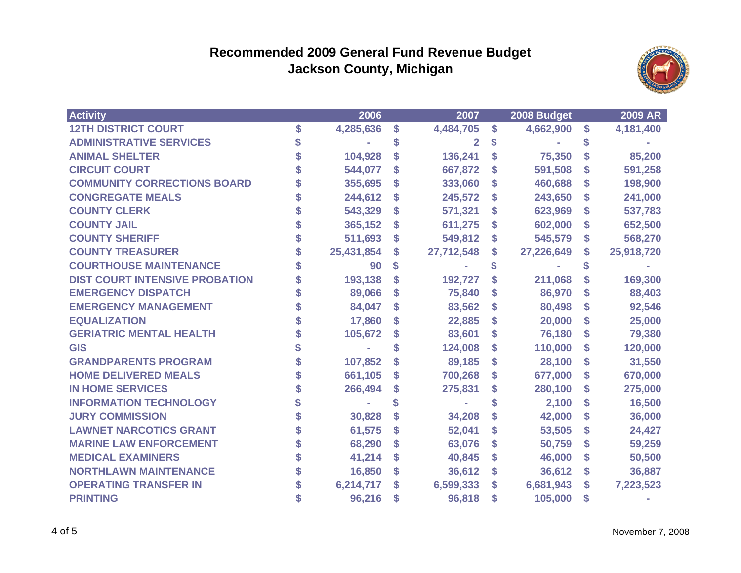# Recommended 2009 General Fund Revenue Budget
## Jackson County, Michigan

| Activity | | 2006 | | 2007 | | 2008 Budget | | 2009 AR |
|---|---|---|---|---|---|---|---|---|
| 12TH DISTRICT COURT | $ | 4,285,636 | $ | 4,484,705 | $ | 4,662,900 | $ | 4,181,400 |
| ADMINISTRATIVE SERVICES | $ | - | $ | 2 | $ | - | $ | - |
| ANIMAL SHELTER | $ | 104,928 | $ | 136,241 | $ | 75,350 | $ | 85,200 |
| CIRCUIT COURT | $ | 544,077 | $ | 667,872 | $ | 591,508 | $ | 591,258 |
| COMMUNITY CORRECTIONS BOARD | $ | 355,695 | $ | 333,060 | $ | 460,688 | $ | 198,900 |
| CONGREGATE MEALS | $ | 244,612 | $ | 245,572 | $ | 243,650 | $ | 241,000 |
| COUNTY CLERK | $ | 543,329 | $ | 571,321 | $ | 623,969 | $ | 537,783 |
| COUNTY JAIL | $ | 365,152 | $ | 611,275 | $ | 602,000 | $ | 652,500 |
| COUNTY SHERIFF | $ | 511,693 | $ | 549,812 | $ | 545,579 | $ | 568,270 |
| COUNTY TREASURER | $ | 25,431,854 | $ | 27,712,548 | $ | 27,226,649 | $ | 25,918,720 |
| COURTHOUSE MAINTENANCE | $ | 90 | $ | - | $ | - | $ | - |
| DIST COURT INTENSIVE PROBATION | $ | 193,138 | $ | 192,727 | $ | 211,068 | $ | 169,300 |
| EMERGENCY DISPATCH | $ | 89,066 | $ | 75,840 | $ | 86,970 | $ | 88,403 |
| EMERGENCY MANAGEMENT | $ | 84,047 | $ | 83,562 | $ | 80,498 | $ | 92,546 |
| EQUALIZATION | $ | 17,860 | $ | 22,885 | $ | 20,000 | $ | 25,000 |
| GERIATRIC MENTAL HEALTH | $ | 105,672 | $ | 83,601 | $ | 76,180 | $ | 79,380 |
| GIS | $ | - | $ | 124,008 | $ | 110,000 | $ | 120,000 |
| GRANDPARENTS PROGRAM | $ | 107,852 | $ | 89,185 | $ | 28,100 | $ | 31,550 |
| HOME DELIVERED MEALS | $ | 661,105 | $ | 700,268 | $ | 677,000 | $ | 670,000 |
| IN HOME SERVICES | $ | 266,494 | $ | 275,831 | $ | 280,100 | $ | 275,000 |
| INFORMATION TECHNOLOGY | $ | - | $ | - | $ | 2,100 | $ | 16,500 |
| JURY COMMISSION | $ | 30,828 | $ | 34,208 | $ | 42,000 | $ | 36,000 |
| LAWNET NARCOTICS GRANT | $ | 61,575 | $ | 52,041 | $ | 53,505 | $ | 24,427 |
| MARINE LAW ENFORCEMENT | $ | 68,290 | $ | 63,076 | $ | 50,759 | $ | 59,259 |
| MEDICAL EXAMINERS | $ | 41,214 | $ | 40,845 | $ | 46,000 | $ | 50,500 |
| NORTHLAWN MAINTENANCE | $ | 16,850 | $ | 36,612 | $ | 36,612 | $ | 36,887 |
| OPERATING TRANSFER IN | $ | 6,214,717 | $ | 6,599,333 | $ | 6,681,943 | $ | 7,223,523 |
| PRINTING | $ | 96,216 | $ | 96,818 | $ | 105,000 | $ | - |

November 7, 2008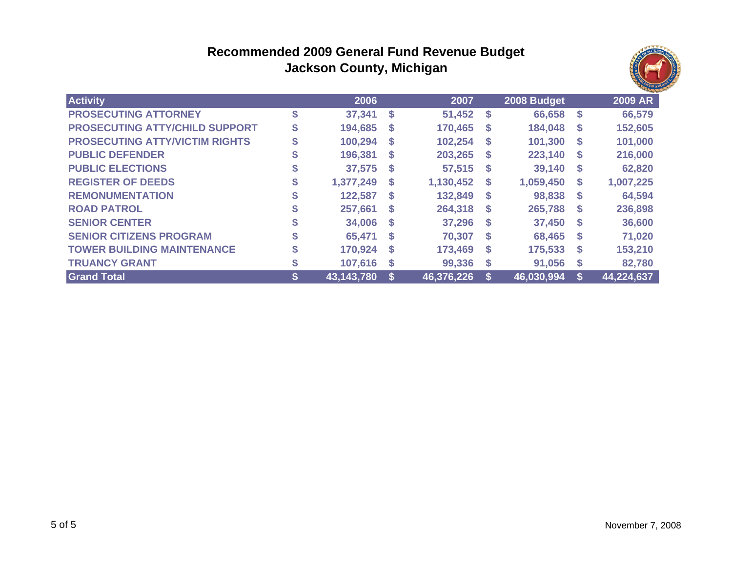# Recommended 2009 General Fund Revenue Budget
## Jackson County, Michigan

| Activity | | 2006 | | 2007 | | 2008 Budget | | 2009 AR |
|---|---|---|---|---|---|---|---|---|
| PROSECUTING ATTORNEY | $ | 37,341 | $ | 51,452 | $ | 66,658 | $ | 66,579 |
| PROSECUTING ATTY/CHILD SUPPORT | $ | 194,685 | $ | 170,465 | $ | 184,048 | $ | 152,605 |
| PROSECUTING ATTY/VICTIM RIGHTS | $ | 100,294 | $ | 102,254 | $ | 101,300 | $ | 101,000 |
| PUBLIC DEFENDER | $ | 196,381 | $ | 203,265 | $ | 223,140 | $ | 216,000 |
| PUBLIC ELECTIONS | $ | 37,575 | $ | 57,515 | $ | 39,140 | $ | 62,820 |
| REGISTER OF DEEDS | $ | 1,377,249 | $ | 1,130,452 | $ | 1,059,450 | $ | 1,007,225 |
| REMONUMENTATION | $ | 122,587 | $ | 132,849 | $ | 98,838 | $ | 64,594 |
| ROAD PATROL | $ | 257,661 | $ | 264,318 | $ | 265,788 | $ | 236,898 |
| SENIOR CENTER | $ | 34,006 | $ | 37,296 | $ | 37,450 | $ | 36,600 |
| SENIOR CITIZENS PROGRAM | $ | 65,471 | $ | 70,307 | $ | 68,465 | $ | 71,020 |
| TOWER BUILDING MAINTENANCE | $ | 170,924 | $ | 173,469 | $ | 175,533 | $ | 153,210 |
| TRUANCY GRANT | $ | 107,616 | $ | 99,336 | $ | 91,056 | $ | 82,780 |
| Grand Total | $ | 43,143,780 | $ | 46,376,226 | $ | 46,030,994 | $ | 44,224,637 |

November 7, 2008